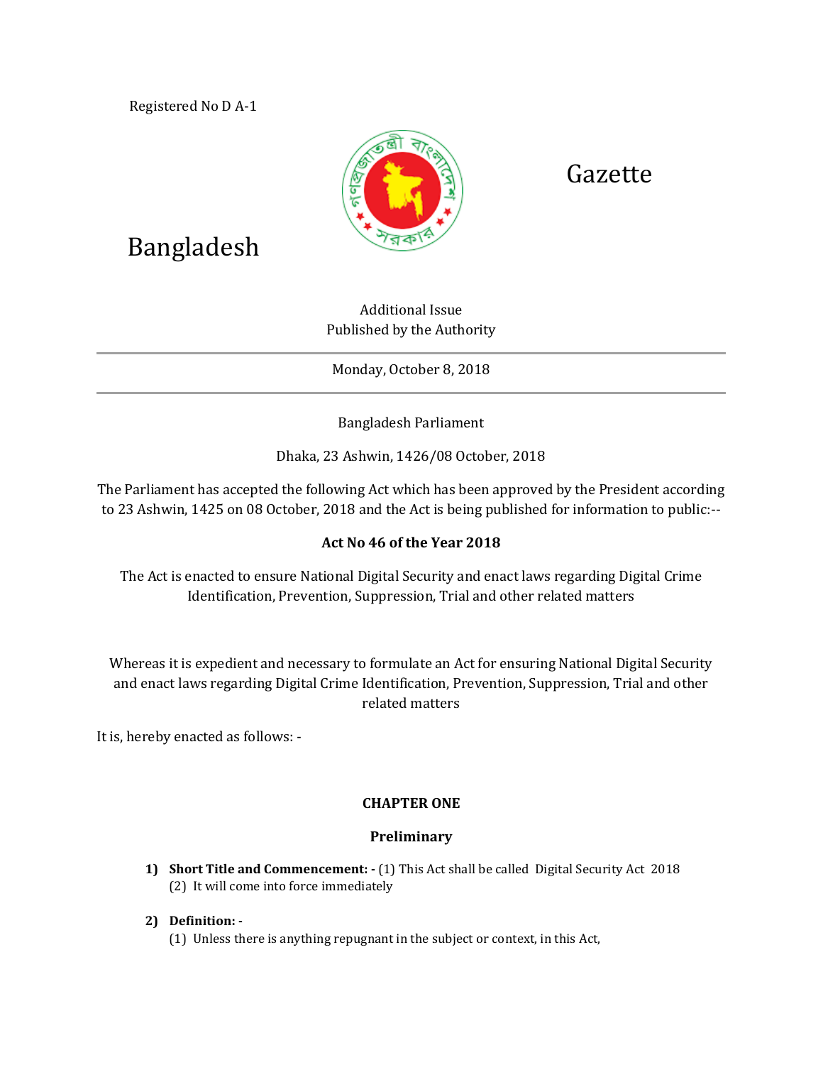Registered No D A-1

Bangladesh Gazette

Additional Issue
Published by the Authority

Monday, October 8, 2018

Bangladesh Parliament

Dhaka, 23 Ashwin, 1426/08 October, 2018

The Parliament has accepted the following Act which has been approved by the President according to 23 Ashwin, 1425 on 08 October, 2018 and the Act is being published for information to public:--

**Act No 46 of the Year 2018**

The Act is enacted to ensure National Digital Security and enact laws regarding Digital Crime Identification, Prevention, Suppression, Trial and other related matters

Whereas it is expedient and necessary to formulate an Act for ensuring National Digital Security and enact laws regarding Digital Crime Identification, Prevention, Suppression, Trial and other related matters

It is, hereby enacted as follows: -

## CHAPTER ONE

### Preliminary

1) **Short Title and Commencement: -** (1) This Act shall be called Digital Security Act 2018
   (2) It will come into force immediately

2) **Definition: -**
   (1) Unless there is anything repugnant in the subject or context, in this Act,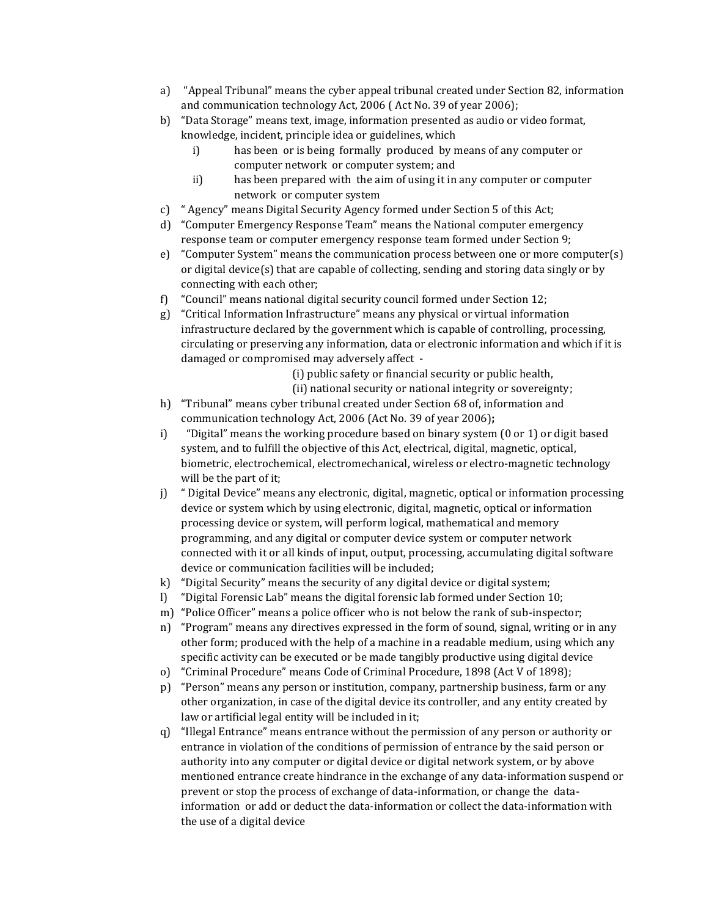a) "Appeal Tribunal" means the cyber appeal tribunal created under Section 82, information and communication technology Act, 2006 ( Act No. 39 of year 2006);

b) "Data Storage" means text, image, information presented as audio or video format, knowledge, incident, principle idea or guidelines, which

   i) has been or is being formally produced by means of any computer or computer network or computer system; and

   ii) has been prepared with the aim of using it in any computer or computer network or computer system

c) " Agency" means Digital Security Agency formed under Section 5 of this Act;

d) "Computer Emergency Response Team" means the National computer emergency response team or computer emergency response team formed under Section 9;

e) "Computer System" means the communication process between one or more computer(s) or digital device(s) that are capable of collecting, sending and storing data singly or by connecting with each other;

f) "Council" means national digital security council formed under Section 12;

g) "Critical Information Infrastructure" means any physical or virtual information infrastructure declared by the government which is capable of controlling, processing, circulating or preserving any information, data or electronic information and which if it is damaged or compromised may adversely affect -

   (i) public safety or financial security or public health,

   (ii) national security or national integrity or sovereignty;

h) "Tribunal" means cyber tribunal created under Section 68 of, information and communication technology Act, 2006 (Act No. 39 of year 2006)**;**

i) "Digital" means the working procedure based on binary system (0 or 1) or digit based system, and to fulfill the objective of this Act, electrical, digital, magnetic, optical, biometric, electrochemical, electromechanical, wireless or electro-magnetic technology will be the part of it;

j) " Digital Device" means any electronic, digital, magnetic, optical or information processing device or system which by using electronic, digital, magnetic, optical or information processing device or system, will perform logical, mathematical and memory programming, and any digital or computer device system or computer network connected with it or all kinds of input, output, processing, accumulating digital software device or communication facilities will be included;

k) "Digital Security" means the security of any digital device or digital system;

l) "Digital Forensic Lab" means the digital forensic lab formed under Section 10;

m) "Police Officer" means a police officer who is not below the rank of sub-inspector;

n) "Program" means any directives expressed in the form of sound, signal, writing or in any other form; produced with the help of a machine in a readable medium, using which any specific activity can be executed or be made tangibly productive using digital device

o) "Criminal Procedure" means Code of Criminal Procedure, 1898 (Act V of 1898);

p) "Person" means any person or institution, company, partnership business, farm or any other organization, in case of the digital device its controller, and any entity created by law or artificial legal entity will be included in it;

q) "Illegal Entrance" means entrance without the permission of any person or authority or entrance in violation of the conditions of permission of entrance by the said person or authority into any computer or digital device or digital network system, or by above mentioned entrance create hindrance in the exchange of any data-information suspend or prevent or stop the process of exchange of data-information, or change the data-information or add or deduct the data-information or collect the data-information with the use of a digital device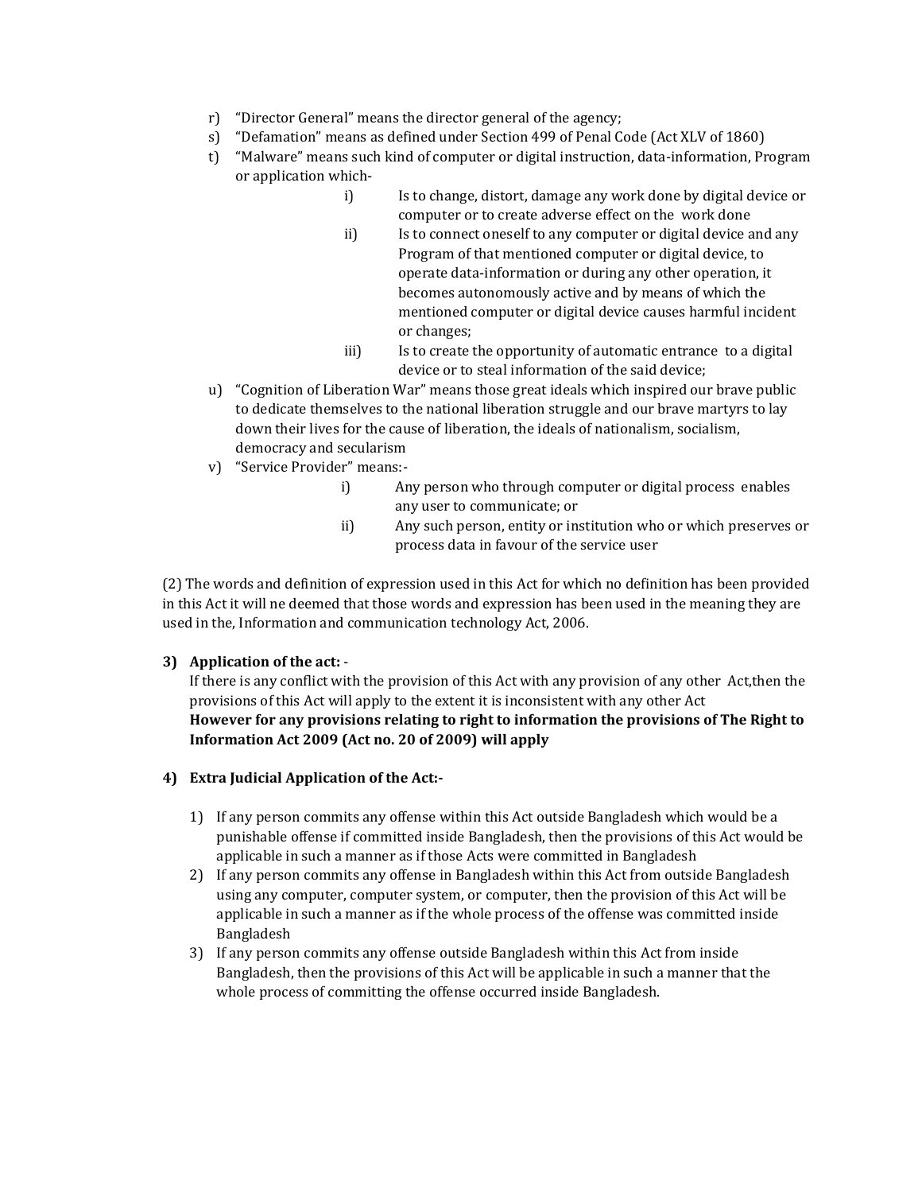r) "Director General" means the director general of the agency;
s) "Defamation" means as defined under Section 499 of Penal Code (Act XLV of 1860)
t) "Malware" means such kind of computer or digital instruction, data-information, Program or application which-
   i) Is to change, distort, damage any work done by digital device or computer or to create adverse effect on the work done
   ii) Is to connect oneself to any computer or digital device and any Program of that mentioned computer or digital device, to operate data-information or during any other operation, it becomes autonomously active and by means of which the mentioned computer or digital device causes harmful incident or changes;
   iii) Is to create the opportunity of automatic entrance to a digital device or to steal information of the said device;
u) "Cognition of Liberation War" means those great ideals which inspired our brave public to dedicate themselves to the national liberation struggle and our brave martyrs to lay down their lives for the cause of liberation, the ideals of nationalism, socialism, democracy and secularism
v) "Service Provider" means:-
   i) Any person who through computer or digital process enables any user to communicate; or
   ii) Any such person, entity or institution who or which preserves or process data in favour of the service user

(2) The words and definition of expression used in this Act for which no definition has been provided in this Act it will ne deemed that those words and expression has been used in the meaning they are used in the, Information and communication technology Act, 2006.

**3) Application of the act:** -

If there is any conflict with the provision of this Act with any provision of any other Act,then the provisions of this Act will apply to the extent it is inconsistent with any other Act
**However for any provisions relating to right to information the provisions of The Right to Information Act 2009 (Act no. 20 of 2009) will apply**

**4) Extra Judicial Application of the Act:-**

1) If any person commits any offense within this Act outside Bangladesh which would be a punishable offense if committed inside Bangladesh, then the provisions of this Act would be applicable in such a manner as if those Acts were committed in Bangladesh
2) If any person commits any offense in Bangladesh within this Act from outside Bangladesh using any computer, computer system, or computer, then the provision of this Act will be applicable in such a manner as if the whole process of the offense was committed inside Bangladesh
3) If any person commits any offense outside Bangladesh within this Act from inside Bangladesh, then the provisions of this Act will be applicable in such a manner that the whole process of committing the offense occurred inside Bangladesh.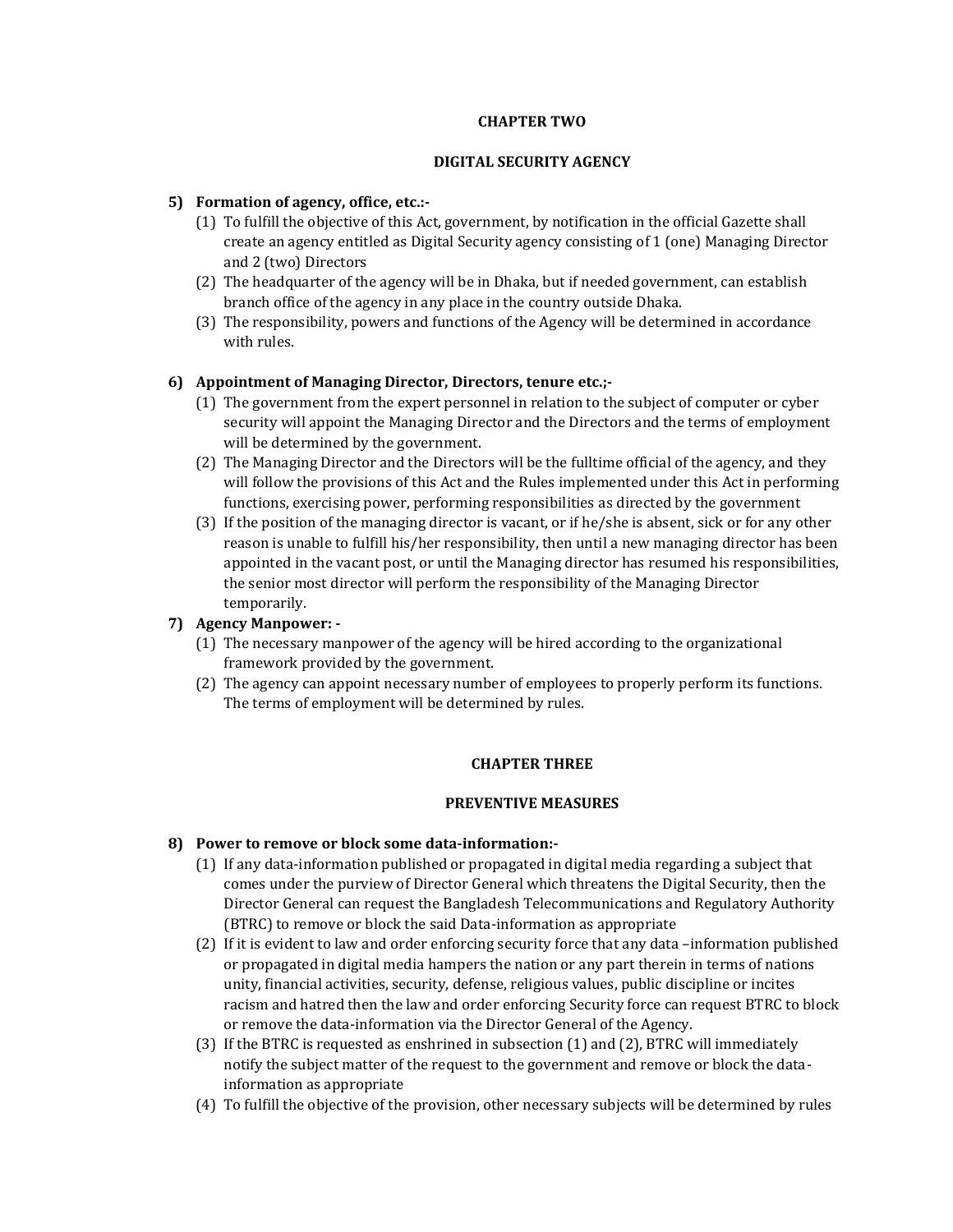## CHAPTER TWO

## DIGITAL SECURITY AGENCY

**5) Formation of agency, office, etc.:-**

(1) To fulfill the objective of this Act, government, by notification in the official Gazette shall create an agency entitled as Digital Security agency consisting of 1 (one) Managing Director and 2 (two) Directors

(2) The headquarter of the agency will be in Dhaka, but if needed government, can establish branch office of the agency in any place in the country outside Dhaka.

(3) The responsibility, powers and functions of the Agency will be determined in accordance with rules.

**6) Appointment of Managing Director, Directors, tenure etc.;-**

(1) The government from the expert personnel in relation to the subject of computer or cyber security will appoint the Managing Director and the Directors and the terms of employment will be determined by the government.

(2) The Managing Director and the Directors will be the fulltime official of the agency, and they will follow the provisions of this Act and the Rules implemented under this Act in performing functions, exercising power, performing responsibilities as directed by the government

(3) If the position of the managing director is vacant, or if he/she is absent, sick or for any other reason is unable to fulfill his/her responsibility, then until a new managing director has been appointed in the vacant post, or until the Managing director has resumed his responsibilities, the senior most director will perform the responsibility of the Managing Director temporarily.

**7) Agency Manpower: -**

(1) The necessary manpower of the agency will be hired according to the organizational framework provided by the government.

(2) The agency can appoint necessary number of employees to properly perform its functions. The terms of employment will be determined by rules.

## CHAPTER THREE

## PREVENTIVE MEASURES

**8) Power to remove or block some data-information:-**

(1) If any data-information published or propagated in digital media regarding a subject that comes under the purview of Director General which threatens the Digital Security, then the Director General can request the Bangladesh Telecommunications and Regulatory Authority (BTRC) to remove or block the said Data-information as appropriate

(2) If it is evident to law and order enforcing security force that any data –information published or propagated in digital media hampers the nation or any part therein in terms of nations unity, financial activities, security, defense, religious values, public discipline or incites racism and hatred then the law and order enforcing Security force can request BTRC to block or remove the data-information via the Director General of the Agency.

(3) If the BTRC is requested as enshrined in subsection (1) and (2), BTRC will immediately notify the subject matter of the request to the government and remove or block the data-information as appropriate

(4) To fulfill the objective of the provision, other necessary subjects will be determined by rules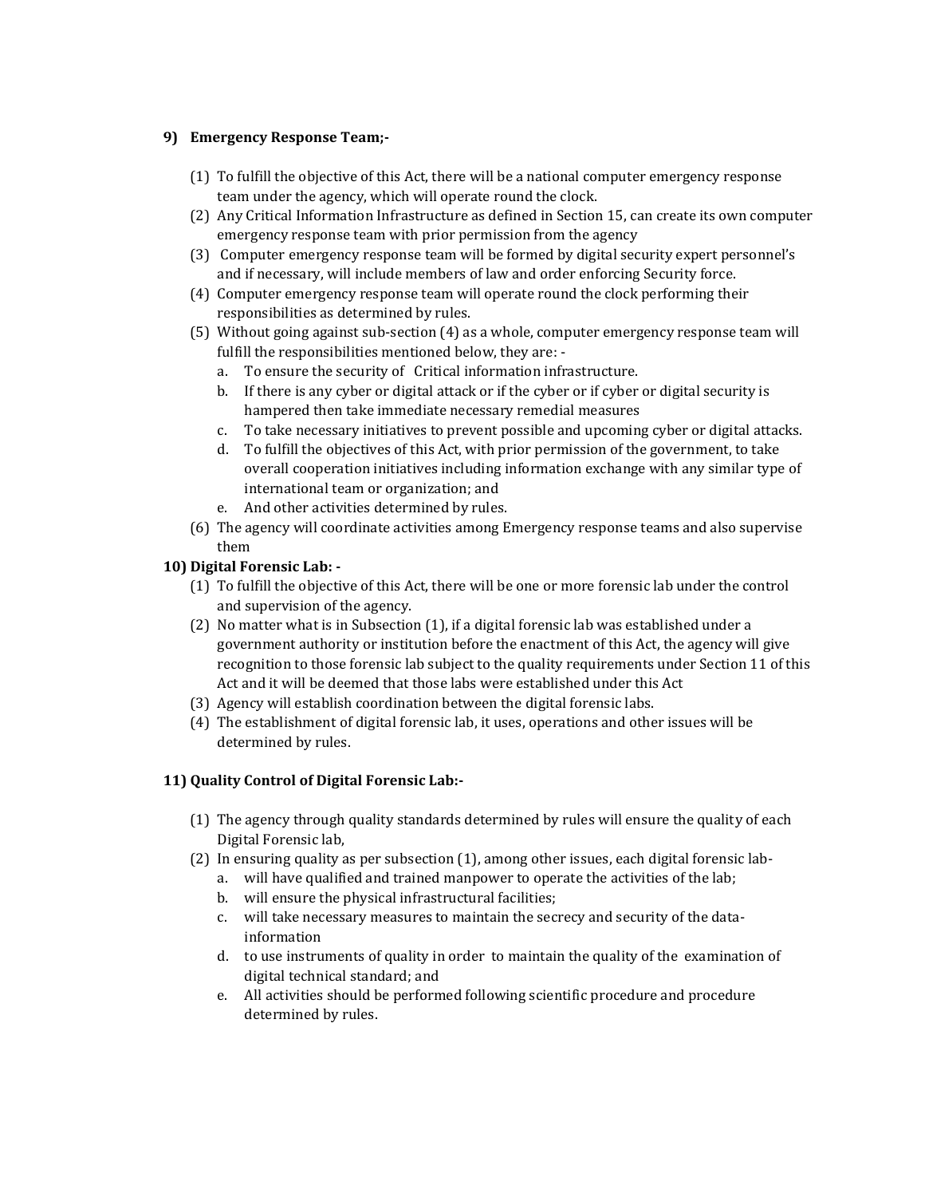**9) Emergency Response Team;-**

(1) To fulfill the objective of this Act, there will be a national computer emergency response team under the agency, which will operate round the clock.

(2) Any Critical Information Infrastructure as defined in Section 15, can create its own computer emergency response team with prior permission from the agency

(3) Computer emergency response team will be formed by digital security expert personnel's and if necessary, will include members of law and order enforcing Security force.

(4) Computer emergency response team will operate round the clock performing their responsibilities as determined by rules.

(5) Without going against sub-section (4) as a whole, computer emergency response team will fulfill the responsibilities mentioned below, they are: -

a. To ensure the security of Critical information infrastructure.

b. If there is any cyber or digital attack or if the cyber or if cyber or digital security is hampered then take immediate necessary remedial measures

c. To take necessary initiatives to prevent possible and upcoming cyber or digital attacks.

d. To fulfill the objectives of this Act, with prior permission of the government, to take overall cooperation initiatives including information exchange with any similar type of international team or organization; and

e. And other activities determined by rules.

(6) The agency will coordinate activities among Emergency response teams and also supervise them

**10) Digital Forensic Lab: -**

(1) To fulfill the objective of this Act, there will be one or more forensic lab under the control and supervision of the agency.

(2) No matter what is in Subsection (1), if a digital forensic lab was established under a government authority or institution before the enactment of this Act, the agency will give recognition to those forensic lab subject to the quality requirements under Section 11 of this Act and it will be deemed that those labs were established under this Act

(3) Agency will establish coordination between the digital forensic labs.

(4) The establishment of digital forensic lab, it uses, operations and other issues will be determined by rules.

**11) Quality Control of Digital Forensic Lab:-**

(1) The agency through quality standards determined by rules will ensure the quality of each Digital Forensic lab,

(2) In ensuring quality as per subsection (1), among other issues, each digital forensic lab-

a. will have qualified and trained manpower to operate the activities of the lab;

b. will ensure the physical infrastructural facilities;

c. will take necessary measures to maintain the secrecy and security of the data-information

d. to use instruments of quality in order to maintain the quality of the examination of digital technical standard; and

e. All activities should be performed following scientific procedure and procedure determined by rules.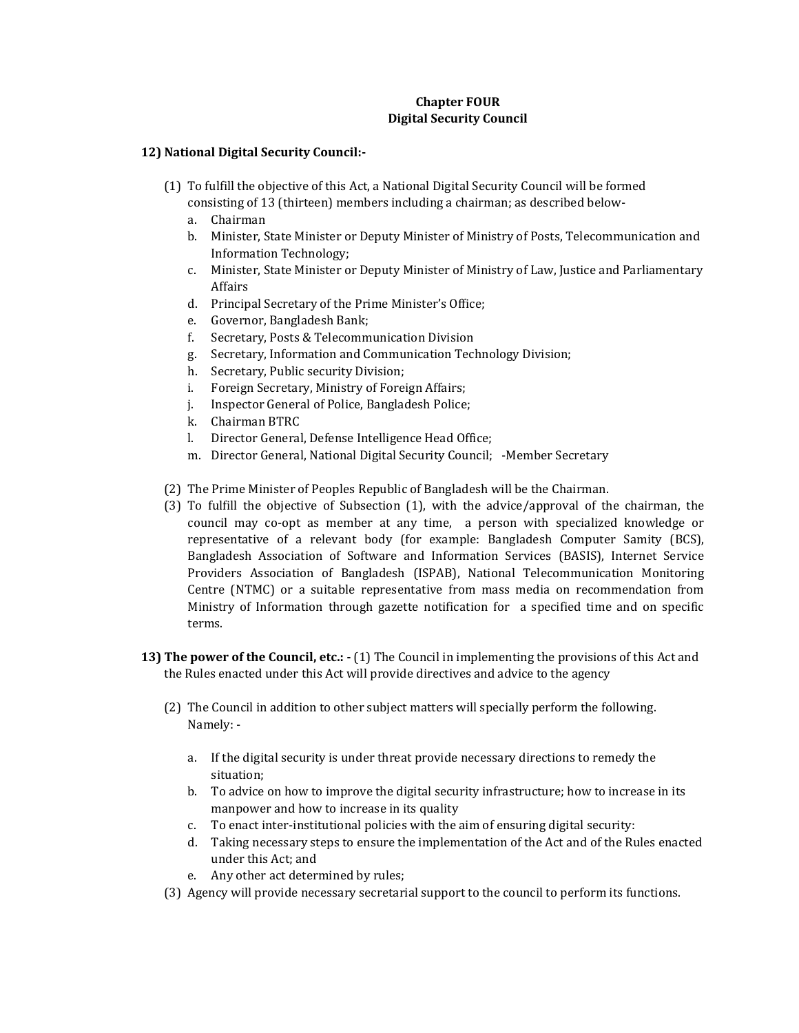## Chapter FOUR
## Digital Security Council

### 12) National Digital Security Council:-

(1) To fulfill the objective of this Act, a National Digital Security Council will be formed consisting of 13 (thirteen) members including a chairman; as described below-

   a. Chairman
   b. Minister, State Minister or Deputy Minister of Ministry of Posts, Telecommunication and Information Technology;
   c. Minister, State Minister or Deputy Minister of Ministry of Law, Justice and Parliamentary Affairs
   d. Principal Secretary of the Prime Minister's Office;
   e. Governor, Bangladesh Bank;
   f. Secretary, Posts & Telecommunication Division
   g. Secretary, Information and Communication Technology Division;
   h. Secretary, Public security Division;
   i. Foreign Secretary, Ministry of Foreign Affairs;
   j. Inspector General of Police, Bangladesh Police;
   k. Chairman BTRC
   l. Director General, Defense Intelligence Head Office;
   m. Director General, National Digital Security Council; -Member Secretary

(2) The Prime Minister of Peoples Republic of Bangladesh will be the Chairman.

(3) To fulfill the objective of Subsection (1), with the advice/approval of the chairman, the council may co-opt as member at any time, a person with specialized knowledge or representative of a relevant body (for example: Bangladesh Computer Samity (BCS), Bangladesh Association of Software and Information Services (BASIS), Internet Service Providers Association of Bangladesh (ISPAB), National Telecommunication Monitoring Centre (NTMC) or a suitable representative from mass media on recommendation from Ministry of Information through gazette notification for a specified time and on specific terms.

**13) The power of the Council, etc.: -** (1) The Council in implementing the provisions of this Act and the Rules enacted under this Act will provide directives and advice to the agency

(2) The Council in addition to other subject matters will specially perform the following. Namely: -

   a. If the digital security is under threat provide necessary directions to remedy the situation;
   b. To advice on how to improve the digital security infrastructure; how to increase in its manpower and how to increase in its quality
   c. To enact inter-institutional policies with the aim of ensuring digital security:
   d. Taking necessary steps to ensure the implementation of the Act and of the Rules enacted under this Act; and
   e. Any other act determined by rules;

(3) Agency will provide necessary secretarial support to the council to perform its functions.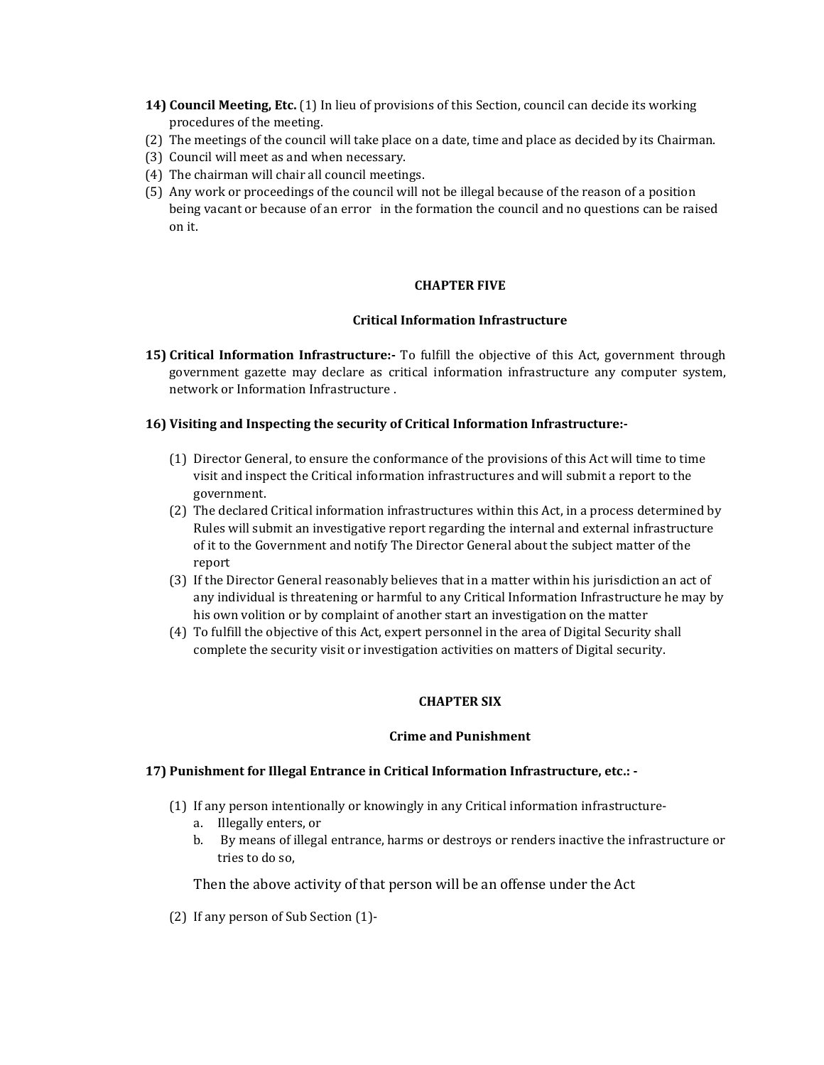**14) Council Meeting, Etc.** (1) In lieu of provisions of this Section, council can decide its working procedures of the meeting.

(2) The meetings of the council will take place on a date, time and place as decided by its Chairman.

(3) Council will meet as and when necessary.

(4) The chairman will chair all council meetings.

(5) Any work or proceedings of the council will not be illegal because of the reason of a position being vacant or because of an error in the formation the council and no questions can be raised on it.

## CHAPTER FIVE

## Critical Information Infrastructure

**15) Critical Information Infrastructure:-** To fulfill the objective of this Act, government through government gazette may declare as critical information infrastructure any computer system, network or Information Infrastructure .

**16) Visiting and Inspecting the security of Critical Information Infrastructure:-**

(1) Director General, to ensure the conformance of the provisions of this Act will time to time visit and inspect the Critical information infrastructures and will submit a report to the government.

(2) The declared Critical information infrastructures within this Act, in a process determined by Rules will submit an investigative report regarding the internal and external infrastructure of it to the Government and notify The Director General about the subject matter of the report

(3) If the Director General reasonably believes that in a matter within his jurisdiction an act of any individual is threatening or harmful to any Critical Information Infrastructure he may by his own volition or by complaint of another start an investigation on the matter

(4) To fulfill the objective of this Act, expert personnel in the area of Digital Security shall complete the security visit or investigation activities on matters of Digital security.

## CHAPTER SIX

## Crime and Punishment

**17) Punishment for Illegal Entrance in Critical Information Infrastructure, etc.: -**

(1) If any person intentionally or knowingly in any Critical information infrastructure-

a. Illegally enters, or

b. By means of illegal entrance, harms or destroys or renders inactive the infrastructure or tries to do so,

Then the above activity of that person will be an offense under the Act

(2) If any person of Sub Section (1)-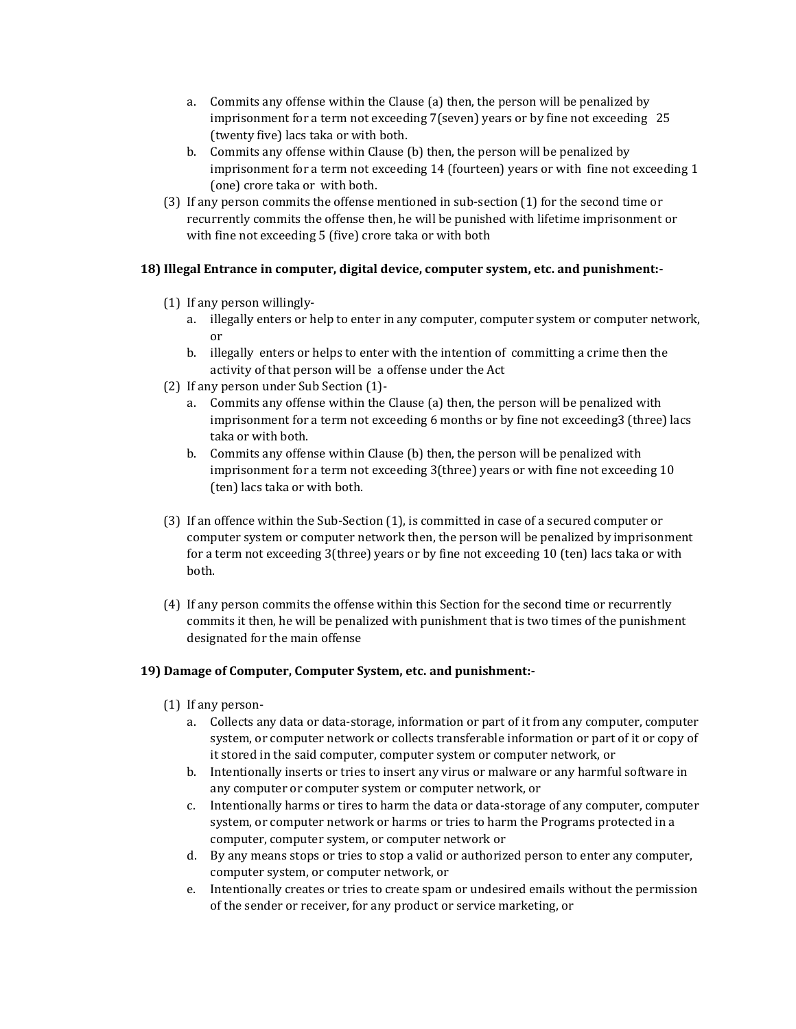a. Commits any offense within the Clause (a) then, the person will be penalized by imprisonment for a term not exceeding 7(seven) years or by fine not exceeding 25 (twenty five) lacs taka or with both.
b. Commits any offense within Clause (b) then, the person will be penalized by imprisonment for a term not exceeding 14 (fourteen) years or with fine not exceeding 1 (one) crore taka or with both.

(3) If any person commits the offense mentioned in sub-section (1) for the second time or recurrently commits the offense then, he will be punished with lifetime imprisonment or with fine not exceeding 5 (five) crore taka or with both

**18) Illegal Entrance in computer, digital device, computer system, etc. and punishment:-**

(1) If any person willingly-
   a. illegally enters or help to enter in any computer, computer system or computer network, or
   b. illegally enters or helps to enter with the intention of committing a crime then the activity of that person will be a offense under the Act

(2) If any person under Sub Section (1)-
   a. Commits any offense within the Clause (a) then, the person will be penalized with imprisonment for a term not exceeding 6 months or by fine not exceeding3 (three) lacs taka or with both.
   b. Commits any offense within Clause (b) then, the person will be penalized with imprisonment for a term not exceeding 3(three) years or with fine not exceeding 10 (ten) lacs taka or with both.

(3) If an offence within the Sub-Section (1), is committed in case of a secured computer or computer system or computer network then, the person will be penalized by imprisonment for a term not exceeding 3(three) years or by fine not exceeding 10 (ten) lacs taka or with both.

(4) If any person commits the offense within this Section for the second time or recurrently commits it then, he will be penalized with punishment that is two times of the punishment designated for the main offense

**19) Damage of Computer, Computer System, etc. and punishment:-**

(1) If any person-
   a. Collects any data or data-storage, information or part of it from any computer, computer system, or computer network or collects transferable information or part of it or copy of it stored in the said computer, computer system or computer network, or
   b. Intentionally inserts or tries to insert any virus or malware or any harmful software in any computer or computer system or computer network, or
   c. Intentionally harms or tires to harm the data or data-storage of any computer, computer system, or computer network or harms or tries to harm the Programs protected in a computer, computer system, or computer network or
   d. By any means stops or tries to stop a valid or authorized person to enter any computer, computer system, or computer network, or
   e. Intentionally creates or tries to create spam or undesired emails without the permission of the sender or receiver, for any product or service marketing, or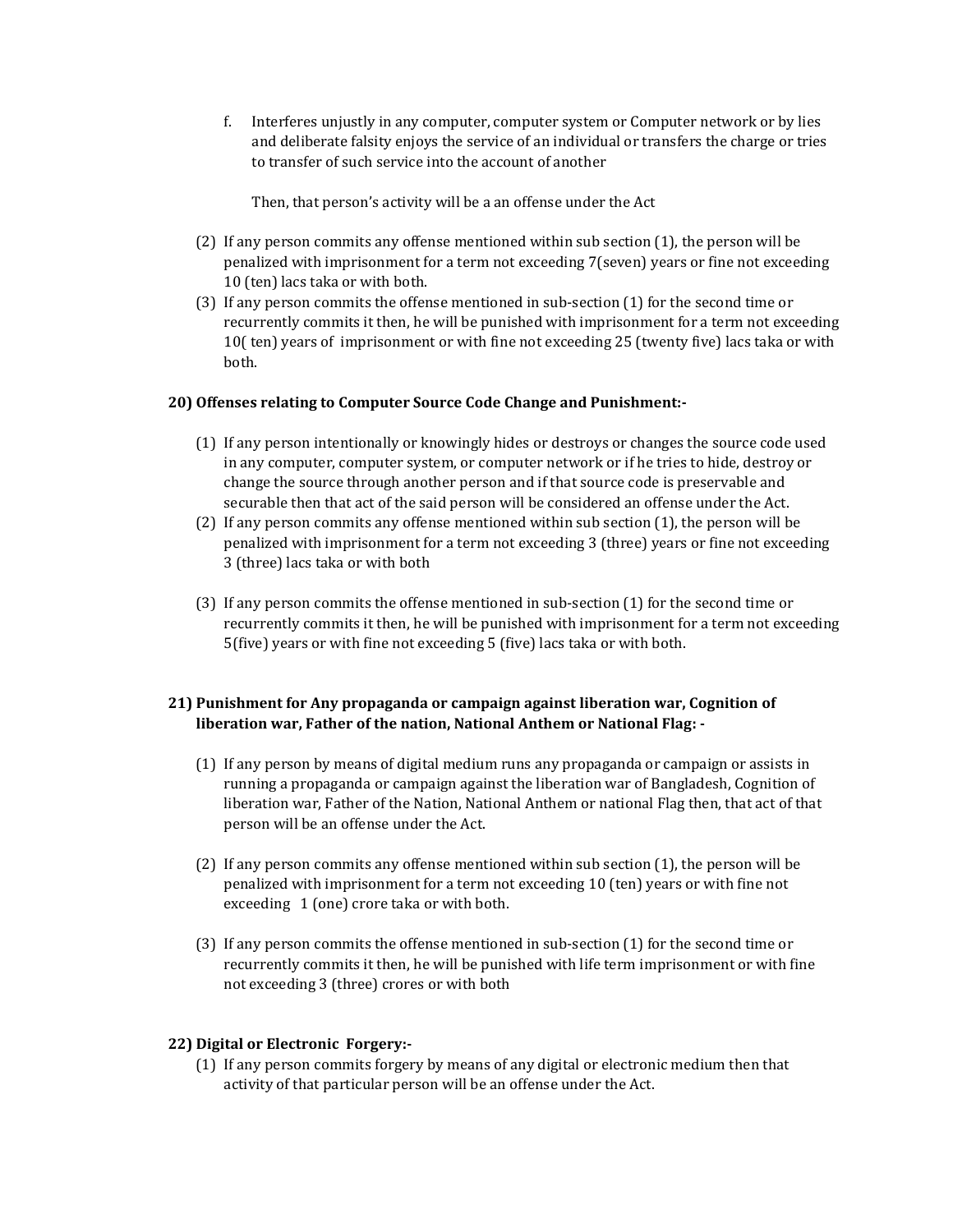f. Interferes unjustly in any computer, computer system or Computer network or by lies and deliberate falsity enjoys the service of an individual or transfers the charge or tries to transfer of such service into the account of another

   Then, that person's activity will be a an offense under the Act

(2) If any person commits any offense mentioned within sub section (1), the person will be penalized with imprisonment for a term not exceeding 7(seven) years or fine not exceeding 10 (ten) lacs taka or with both.

(3) If any person commits the offense mentioned in sub-section (1) for the second time or recurrently commits it then, he will be punished with imprisonment for a term not exceeding 10( ten) years of imprisonment or with fine not exceeding 25 (twenty five) lacs taka or with both.

**20) Offenses relating to Computer Source Code Change and Punishment:-**

(1) If any person intentionally or knowingly hides or destroys or changes the source code used in any computer, computer system, or computer network or if he tries to hide, destroy or change the source through another person and if that source code is preservable and securable then that act of the said person will be considered an offense under the Act.

(2) If any person commits any offense mentioned within sub section (1), the person will be penalized with imprisonment for a term not exceeding 3 (three) years or fine not exceeding 3 (three) lacs taka or with both

(3) If any person commits the offense mentioned in sub-section (1) for the second time or recurrently commits it then, he will be punished with imprisonment for a term not exceeding 5(five) years or with fine not exceeding 5 (five) lacs taka or with both.

**21) Punishment for Any propaganda or campaign against liberation war, Cognition of liberation war, Father of the nation, National Anthem or National Flag: -**

(1) If any person by means of digital medium runs any propaganda or campaign or assists in running a propaganda or campaign against the liberation war of Bangladesh, Cognition of liberation war, Father of the Nation, National Anthem or national Flag then, that act of that person will be an offense under the Act.

(2) If any person commits any offense mentioned within sub section (1), the person will be penalized with imprisonment for a term not exceeding 10 (ten) years or with fine not exceeding 1 (one) crore taka or with both.

(3) If any person commits the offense mentioned in sub-section (1) for the second time or recurrently commits it then, he will be punished with life term imprisonment or with fine not exceeding 3 (three) crores or with both

**22) Digital or Electronic Forgery:-**

(1) If any person commits forgery by means of any digital or electronic medium then that activity of that particular person will be an offense under the Act.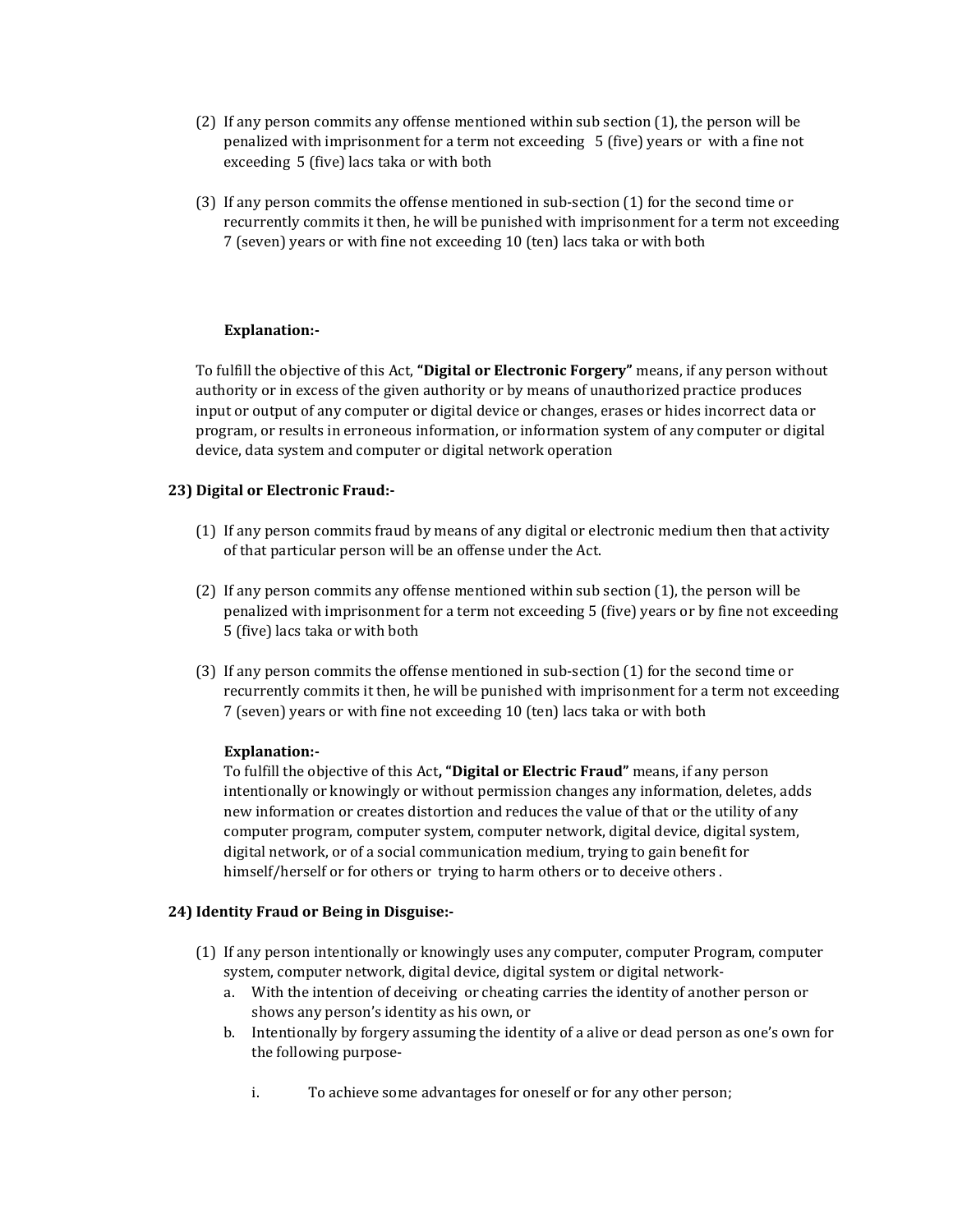(2) If any person commits any offense mentioned within sub section (1), the person will be penalized with imprisonment for a term not exceeding 5 (five) years or with a fine not exceeding 5 (five) lacs taka or with both

(3) If any person commits the offense mentioned in sub-section (1) for the second time or recurrently commits it then, he will be punished with imprisonment for a term not exceeding 7 (seven) years or with fine not exceeding 10 (ten) lacs taka or with both

**Explanation:-**

To fulfill the objective of this Act, **"Digital or Electronic Forgery"** means, if any person without authority or in excess of the given authority or by means of unauthorized practice produces input or output of any computer or digital device or changes, erases or hides incorrect data or program, or results in erroneous information, or information system of any computer or digital device, data system and computer or digital network operation

**23) Digital or Electronic Fraud:-**

(1) If any person commits fraud by means of any digital or electronic medium then that activity of that particular person will be an offense under the Act.

(2) If any person commits any offense mentioned within sub section (1), the person will be penalized with imprisonment for a term not exceeding 5 (five) years or by fine not exceeding 5 (five) lacs taka or with both

(3) If any person commits the offense mentioned in sub-section (1) for the second time or recurrently commits it then, he will be punished with imprisonment for a term not exceeding 7 (seven) years or with fine not exceeding 10 (ten) lacs taka or with both

**Explanation:-**
To fulfill the objective of this Act**, "Digital or Electric Fraud"** means, if any person intentionally or knowingly or without permission changes any information, deletes, adds new information or creates distortion and reduces the value of that or the utility of any computer program, computer system, computer network, digital device, digital system, digital network, or of a social communication medium, trying to gain benefit for himself/herself or for others or trying to harm others or to deceive others .

**24) Identity Fraud or Being in Disguise:-**

(1) If any person intentionally or knowingly uses any computer, computer Program, computer system, computer network, digital device, digital system or digital network-
   a. With the intention of deceiving or cheating carries the identity of another person or shows any person's identity as his own, or
   b. Intentionally by forgery assuming the identity of a alive or dead person as one's own for the following purpose-

      i. To achieve some advantages for oneself or for any other person;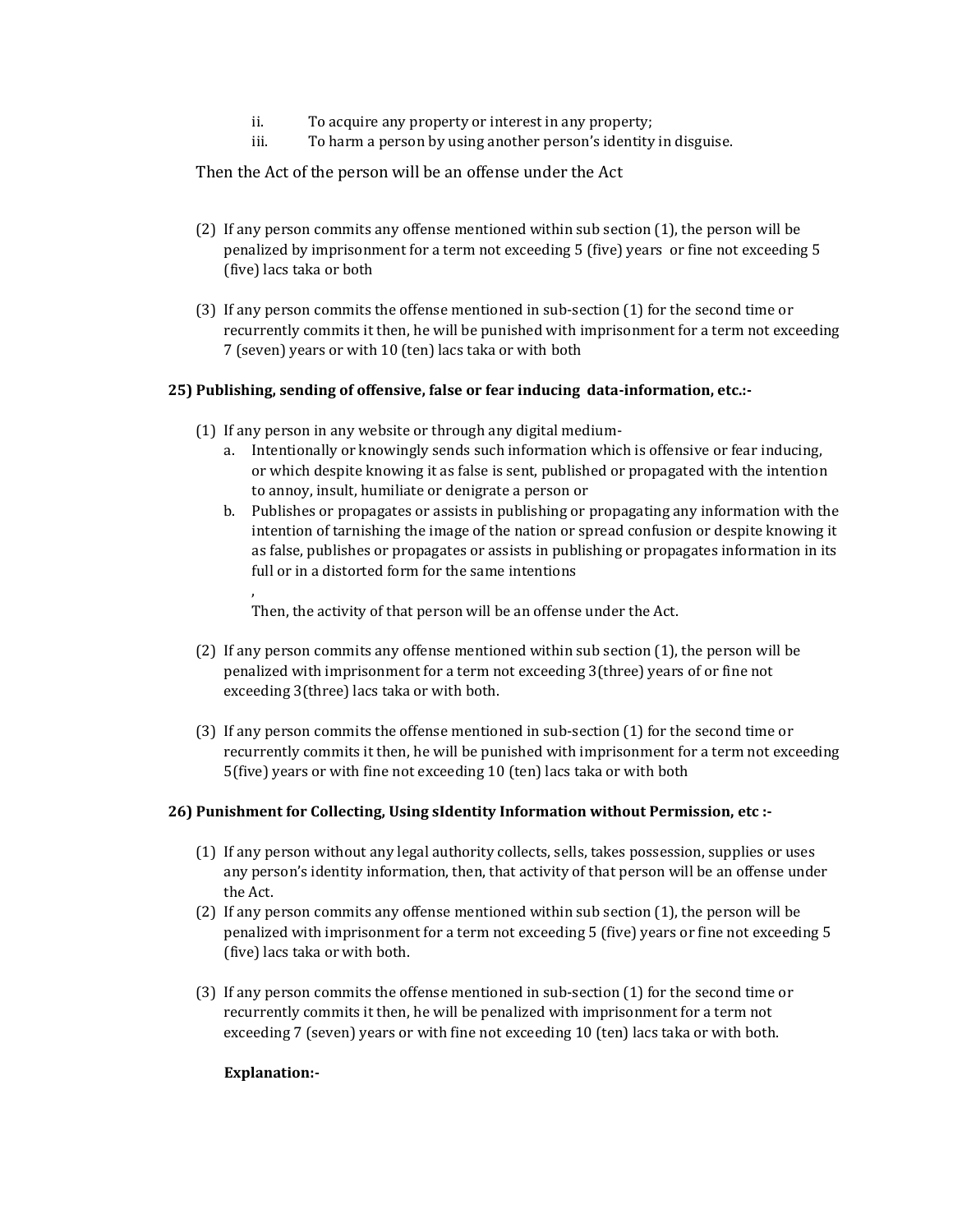ii. To acquire any property or interest in any property;
   iii. To harm a person by using another person's identity in disguise.

Then the Act of the person will be an offense under the Act

(2) If any person commits any offense mentioned within sub section (1), the person will be penalized by imprisonment for a term not exceeding 5 (five) years or fine not exceeding 5 (five) lacs taka or both

(3) If any person commits the offense mentioned in sub-section (1) for the second time or recurrently commits it then, he will be punished with imprisonment for a term not exceeding 7 (seven) years or with 10 (ten) lacs taka or with both

**25) Publishing, sending of offensive, false or fear inducing data-information, etc.:-**

(1) If any person in any website or through any digital medium-
   a. Intentionally or knowingly sends such information which is offensive or fear inducing, or which despite knowing it as false is sent, published or propagated with the intention to annoy, insult, humiliate or denigrate a person or
   b. Publishes or propagates or assists in publishing or propagating any information with the intention of tarnishing the image of the nation or spread confusion or despite knowing it as false, publishes or propagates or assists in publishing or propagates information in its full or in a distorted form for the same intentions

   ,
   Then, the activity of that person will be an offense under the Act.

(2) If any person commits any offense mentioned within sub section (1), the person will be penalized with imprisonment for a term not exceeding 3(three) years of or fine not exceeding 3(three) lacs taka or with both.

(3) If any person commits the offense mentioned in sub-section (1) for the second time or recurrently commits it then, he will be punished with imprisonment for a term not exceeding 5(five) years or with fine not exceeding 10 (ten) lacs taka or with both

**26) Punishment for Collecting, Using sIdentity Information without Permission, etc :-**

(1) If any person without any legal authority collects, sells, takes possession, supplies or uses any person's identity information, then, that activity of that person will be an offense under the Act.
(2) If any person commits any offense mentioned within sub section (1), the person will be penalized with imprisonment for a term not exceeding 5 (five) years or fine not exceeding 5 (five) lacs taka or with both.

(3) If any person commits the offense mentioned in sub-section (1) for the second time or recurrently commits it then, he will be penalized with imprisonment for a term not exceeding 7 (seven) years or with fine not exceeding 10 (ten) lacs taka or with both.

**Explanation:-**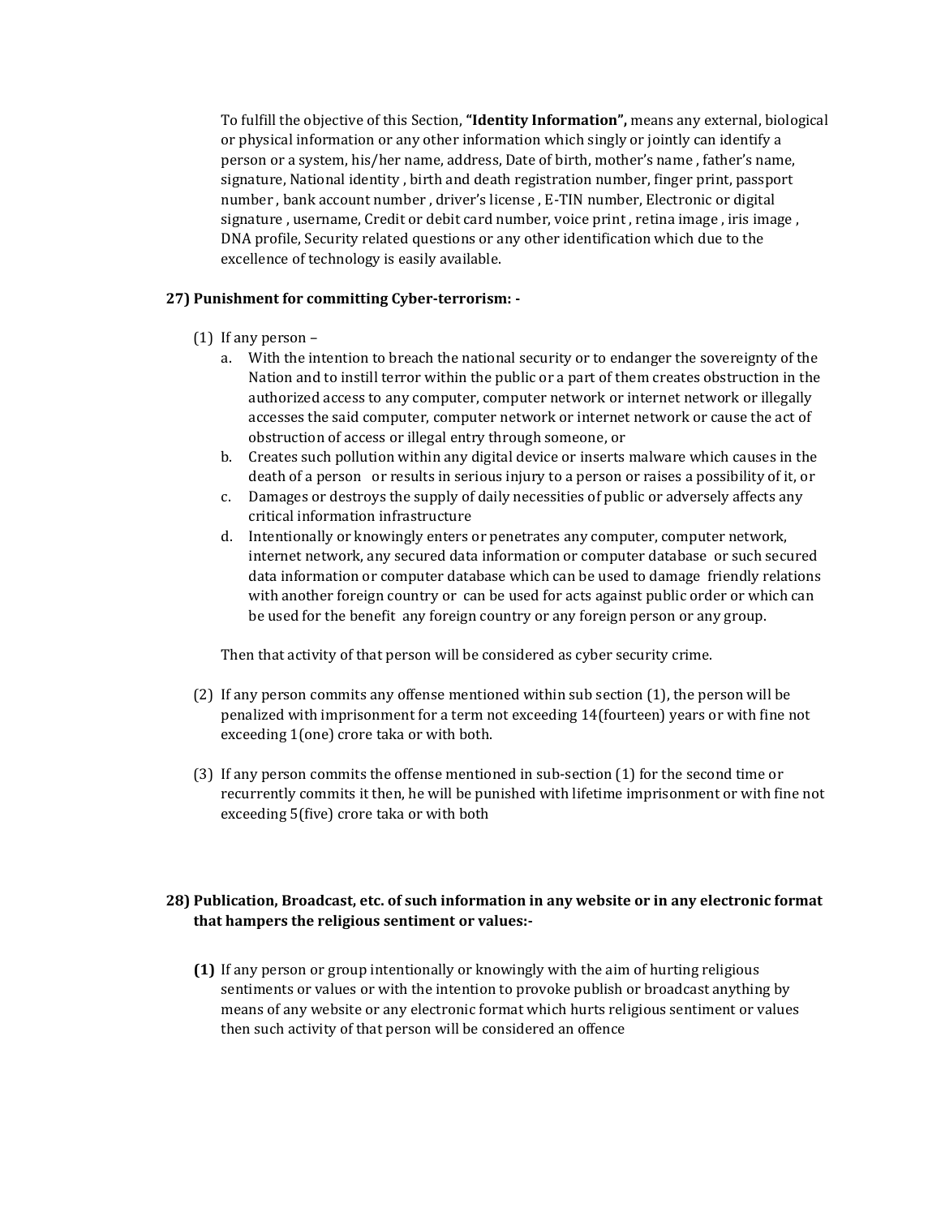To fulfill the objective of this Section, **"Identity Information",** means any external, biological or physical information or any other information which singly or jointly can identify a person or a system, his/her name, address, Date of birth, mother's name , father's name, signature, National identity , birth and death registration number, finger print, passport number , bank account number , driver's license , E-TIN number, Electronic or digital signature , username, Credit or debit card number, voice print , retina image , iris image , DNA profile, Security related questions or any other identification which due to the excellence of technology is easily available.

**27) Punishment for committing Cyber-terrorism: -**

(1) If any person –

a. With the intention to breach the national security or to endanger the sovereignty of the Nation and to instill terror within the public or a part of them creates obstruction in the authorized access to any computer, computer network or internet network or illegally accesses the said computer, computer network or internet network or cause the act of obstruction of access or illegal entry through someone, or

b. Creates such pollution within any digital device or inserts malware which causes in the death of a person or results in serious injury to a person or raises a possibility of it, or

c. Damages or destroys the supply of daily necessities of public or adversely affects any critical information infrastructure

d. Intentionally or knowingly enters or penetrates any computer, computer network, internet network, any secured data information or computer database or such secured data information or computer database which can be used to damage friendly relations with another foreign country or can be used for acts against public order or which can be used for the benefit any foreign country or any foreign person or any group.

Then that activity of that person will be considered as cyber security crime.

(2) If any person commits any offense mentioned within sub section (1), the person will be penalized with imprisonment for a term not exceeding 14(fourteen) years or with fine not exceeding 1(one) crore taka or with both.

(3) If any person commits the offense mentioned in sub-section (1) for the second time or recurrently commits it then, he will be punished with lifetime imprisonment or with fine not exceeding 5(five) crore taka or with both

**28) Publication, Broadcast, etc. of such information in any website or in any electronic format that hampers the religious sentiment or values:-**

**(1)** If any person or group intentionally or knowingly with the aim of hurting religious sentiments or values or with the intention to provoke publish or broadcast anything by means of any website or any electronic format which hurts religious sentiment or values then such activity of that person will be considered an offence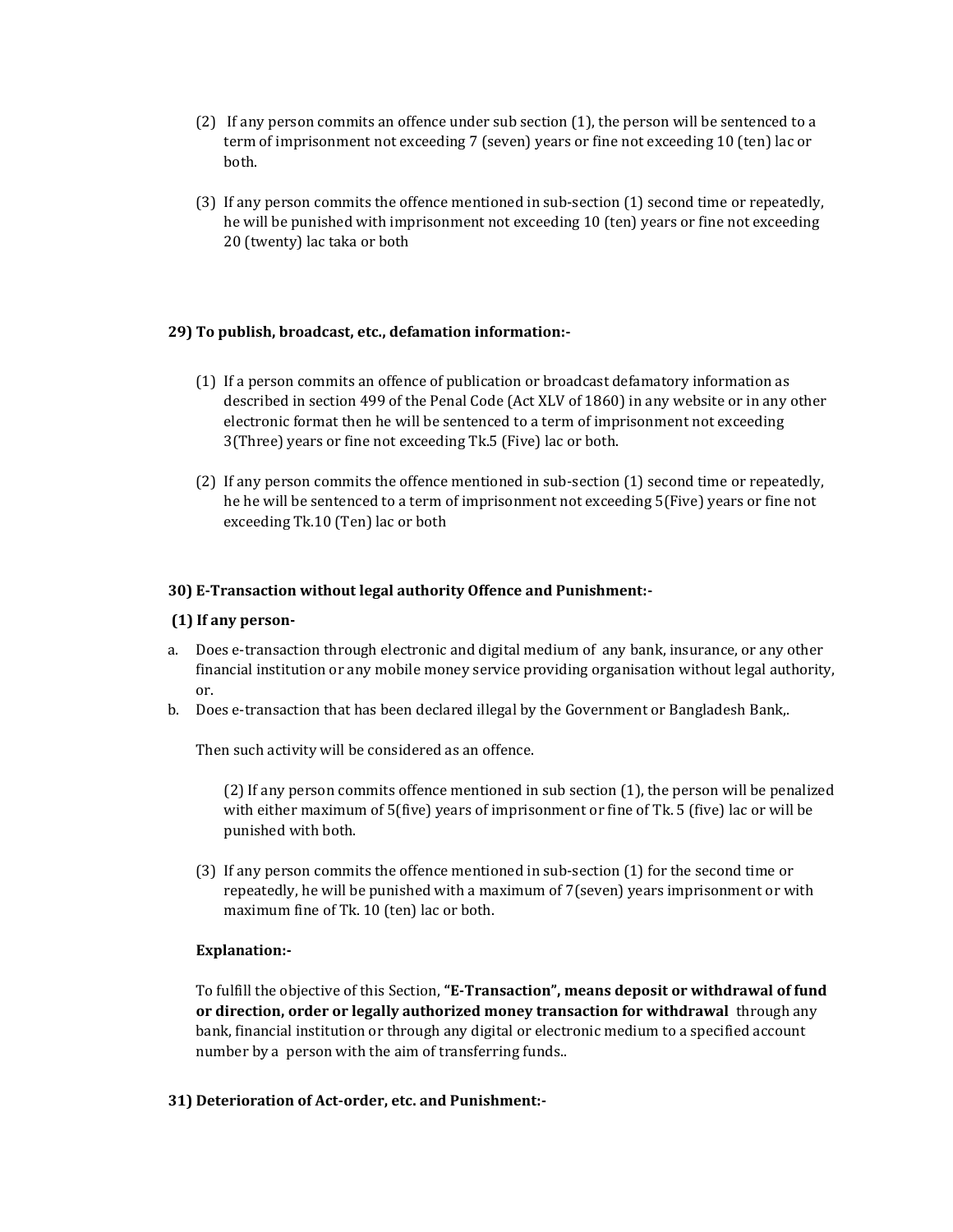(2) If any person commits an offence under sub section (1), the person will be sentenced to a term of imprisonment not exceeding 7 (seven) years or fine not exceeding 10 (ten) lac or both.

(3) If any person commits the offence mentioned in sub-section (1) second time or repeatedly, he will be punished with imprisonment not exceeding 10 (ten) years or fine not exceeding 20 (twenty) lac taka or both

**29) To publish, broadcast, etc., defamation information:-**

(1) If a person commits an offence of publication or broadcast defamatory information as described in section 499 of the Penal Code (Act XLV of 1860) in any website or in any other electronic format then he will be sentenced to a term of imprisonment not exceeding 3(Three) years or fine not exceeding Tk.5 (Five) lac or both.

(2) If any person commits the offence mentioned in sub-section (1) second time or repeatedly, he he will be sentenced to a term of imprisonment not exceeding 5(Five) years or fine not exceeding Tk.10 (Ten) lac or both

**30) E-Transaction without legal authority Offence and Punishment:-**

**(1) If any person-**

a. Does e-transaction through electronic and digital medium of any bank, insurance, or any other financial institution or any mobile money service providing organisation without legal authority, or.
b. Does e-transaction that has been declared illegal by the Government or Bangladesh Bank,.

Then such activity will be considered as an offence.

(2) If any person commits offence mentioned in sub section (1), the person will be penalized with either maximum of 5(five) years of imprisonment or fine of Tk. 5 (five) lac or will be punished with both.

(3) If any person commits the offence mentioned in sub-section (1) for the second time or repeatedly, he will be punished with a maximum of 7(seven) years imprisonment or with maximum fine of Tk. 10 (ten) lac or both.

**Explanation:-**

To fulfill the objective of this Section, **"E-Transaction", means deposit or withdrawal of fund or direction, order or legally authorized money transaction for withdrawal** through any bank, financial institution or through any digital or electronic medium to a specified account number by a person with the aim of transferring funds..

**31) Deterioration of Act-order, etc. and Punishment:-**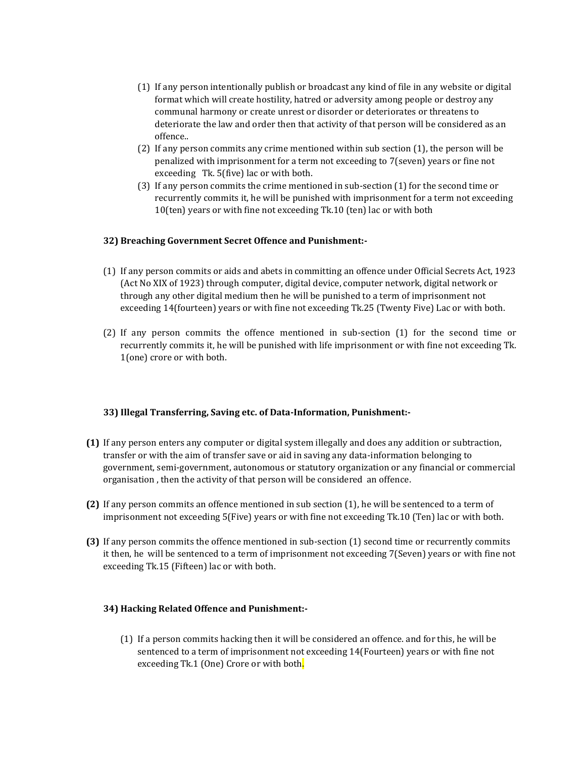(1) If any person intentionally publish or broadcast any kind of file in any website or digital format which will create hostility, hatred or adversity among people or destroy any communal harmony or create unrest or disorder or deteriorates or threatens to deteriorate the law and order then that activity of that person will be considered as an offence..

(2) If any person commits any crime mentioned within sub section (1), the person will be penalized with imprisonment for a term not exceeding to 7(seven) years or fine not exceeding Tk. 5(five) lac or with both.

(3) If any person commits the crime mentioned in sub-section (1) for the second time or recurrently commits it, he will be punished with imprisonment for a term not exceeding 10(ten) years or with fine not exceeding Tk.10 (ten) lac or with both

**32) Breaching Government Secret Offence and Punishment:-**

(1) If any person commits or aids and abets in committing an offence under Official Secrets Act, 1923 (Act No XIX of 1923) through computer, digital device, computer network, digital network or through any other digital medium then he will be punished to a term of imprisonment not exceeding 14(fourteen) years or with fine not exceeding Tk.25 (Twenty Five) Lac or with both.

(2) If any person commits the offence mentioned in sub-section (1) for the second time or recurrently commits it, he will be punished with life imprisonment or with fine not exceeding Tk. 1(one) crore or with both.

**33) Illegal Transferring, Saving etc. of Data-Information, Punishment:-**

**(1)** If any person enters any computer or digital system illegally and does any addition or subtraction, transfer or with the aim of transfer save or aid in saving any data-information belonging to government, semi-government, autonomous or statutory organization or any financial or commercial organisation , then the activity of that person will be considered an offence.

**(2)** If any person commits an offence mentioned in sub section (1), he will be sentenced to a term of imprisonment not exceeding 5(Five) years or with fine not exceeding Tk.10 (Ten) lac or with both.

**(3)** If any person commits the offence mentioned in sub-section (1) second time or recurrently commits it then, he will be sentenced to a term of imprisonment not exceeding 7(Seven) years or with fine not exceeding Tk.15 (Fifteen) lac or with both.

**34) Hacking Related Offence and Punishment:-**

(1) If a person commits hacking then it will be considered an offence. and for this, he will be sentenced to a term of imprisonment not exceeding 14(Fourteen) years or with fine not exceeding Tk.1 (One) Crore or with both.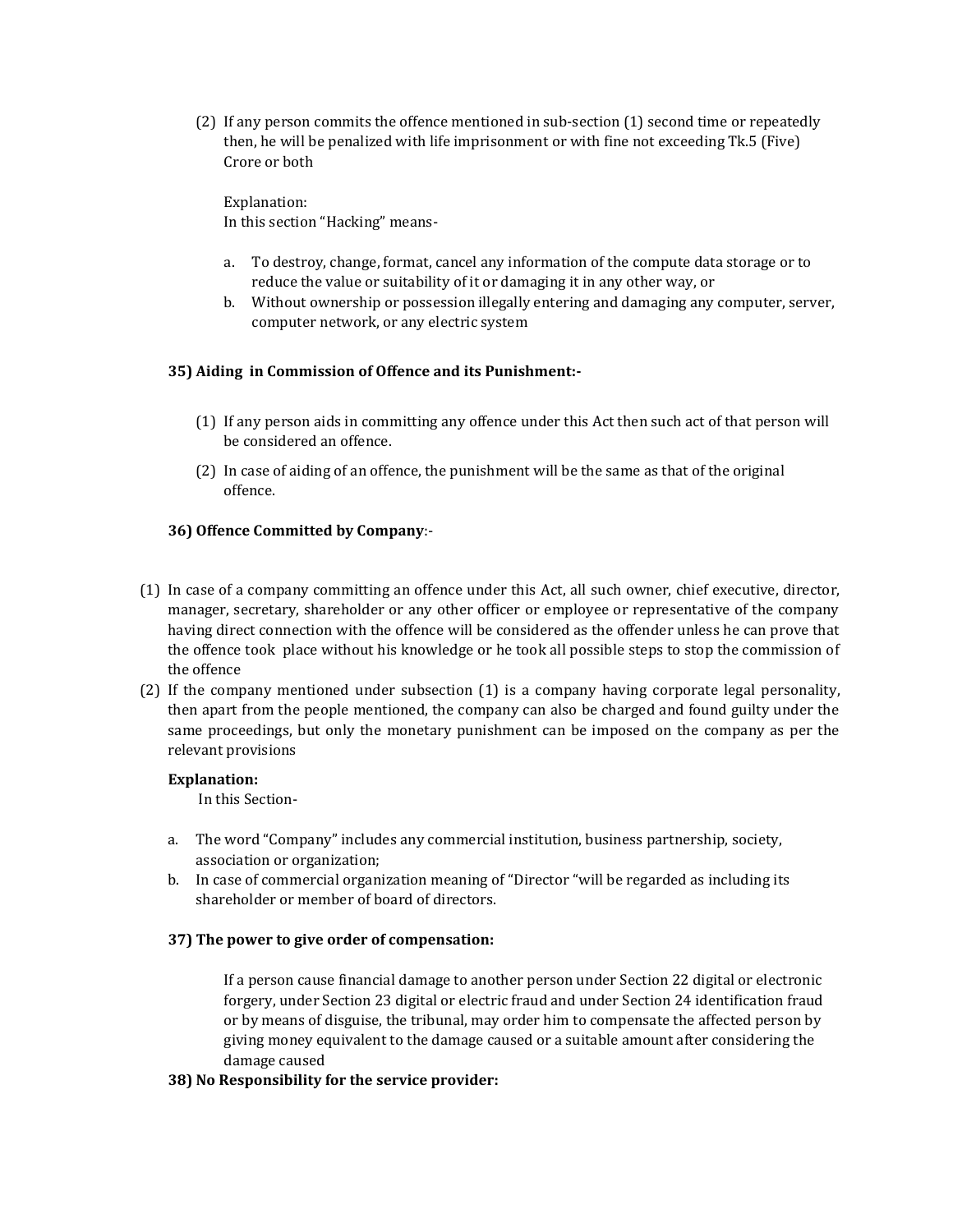(2) If any person commits the offence mentioned in sub-section (1) second time or repeatedly then, he will be penalized with life imprisonment or with fine not exceeding Tk.5 (Five) Crore or both

Explanation:
In this section "Hacking" means-

a. To destroy, change, format, cancel any information of the compute data storage or to reduce the value or suitability of it or damaging it in any other way, or
b. Without ownership or possession illegally entering and damaging any computer, server, computer network, or any electric system

**35) Aiding in Commission of Offence and its Punishment:-**

(1) If any person aids in committing any offence under this Act then such act of that person will be considered an offence.

(2) In case of aiding of an offence, the punishment will be the same as that of the original offence.

**36) Offence Committed by Company**:-

(1) In case of a company committing an offence under this Act, all such owner, chief executive, director, manager, secretary, shareholder or any other officer or employee or representative of the company having direct connection with the offence will be considered as the offender unless he can prove that the offence took place without his knowledge or he took all possible steps to stop the commission of the offence
(2) If the company mentioned under subsection (1) is a company having corporate legal personality, then apart from the people mentioned, the company can also be charged and found guilty under the same proceedings, but only the monetary punishment can be imposed on the company as per the relevant provisions

**Explanation:**
In this Section-

a. The word "Company" includes any commercial institution, business partnership, society, association or organization;
b. In case of commercial organization meaning of "Director "will be regarded as including its shareholder or member of board of directors.

**37) The power to give order of compensation:**

If a person cause financial damage to another person under Section 22 digital or electronic forgery, under Section 23 digital or electric fraud and under Section 24 identification fraud or by means of disguise, the tribunal, may order him to compensate the affected person by giving money equivalent to the damage caused or a suitable amount after considering the damage caused

**38) No Responsibility for the service provider:**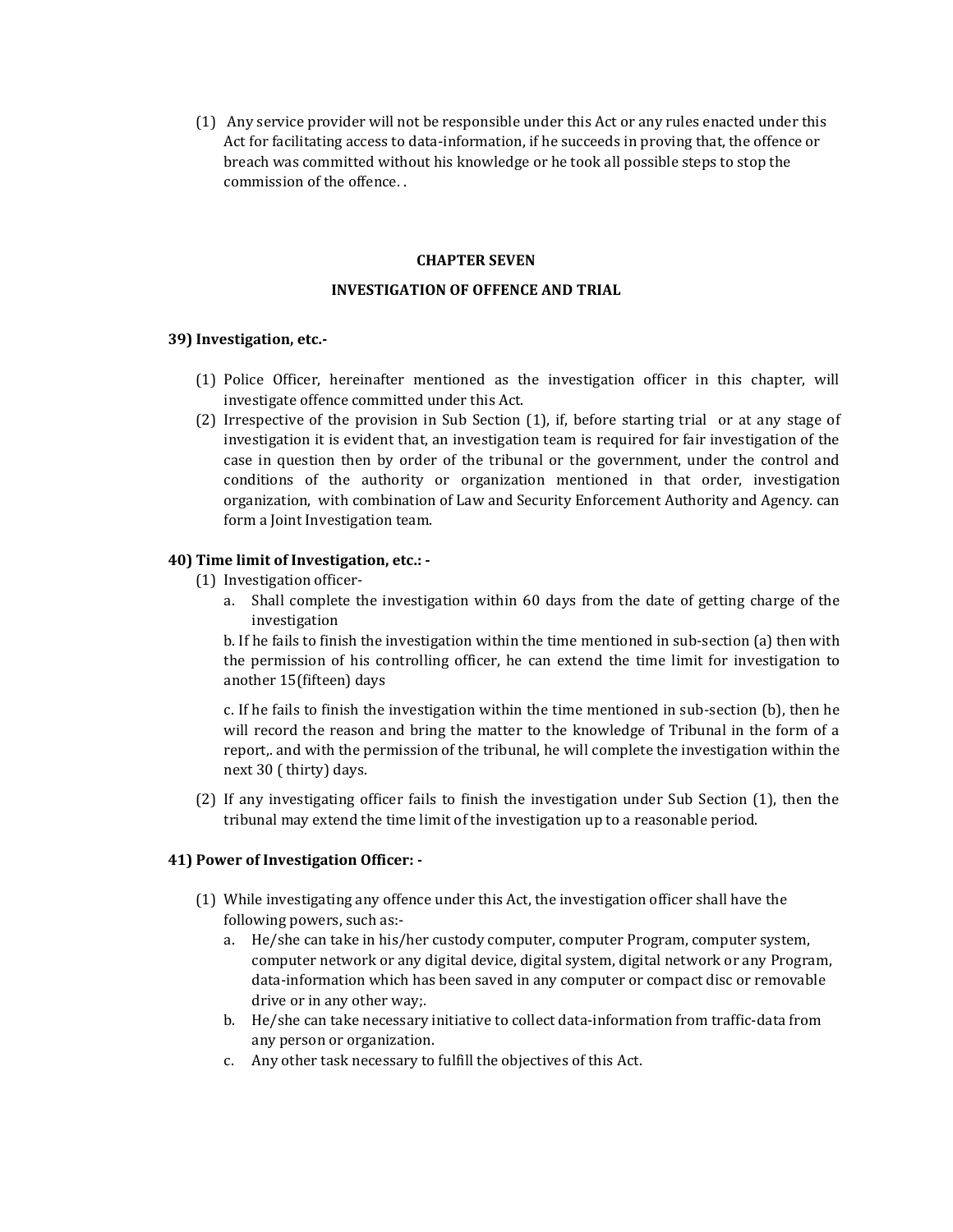(1) Any service provider will not be responsible under this Act or any rules enacted under this Act for facilitating access to data-information, if he succeeds in proving that, the offence or breach was committed without his knowledge or he took all possible steps to stop the commission of the offence. .

## CHAPTER SEVEN

## INVESTIGATION OF OFFENCE AND TRIAL

**39) Investigation, etc.-**

(1) Police Officer, hereinafter mentioned as the investigation officer in this chapter, will investigate offence committed under this Act.

(2) Irrespective of the provision in Sub Section (1), if, before starting trial or at any stage of investigation it is evident that, an investigation team is required for fair investigation of the case in question then by order of the tribunal or the government, under the control and conditions of the authority or organization mentioned in that order, investigation organization, with combination of Law and Security Enforcement Authority and Agency. can form a Joint Investigation team.

**40) Time limit of Investigation, etc.: -**

(1) Investigation officer-

a. Shall complete the investigation within 60 days from the date of getting charge of the investigation

b. If he fails to finish the investigation within the time mentioned in sub-section (a) then with the permission of his controlling officer, he can extend the time limit for investigation to another 15(fifteen) days

c. If he fails to finish the investigation within the time mentioned in sub-section (b), then he will record the reason and bring the matter to the knowledge of Tribunal in the form of a report,. and with the permission of the tribunal, he will complete the investigation within the next 30 ( thirty) days.

(2) If any investigating officer fails to finish the investigation under Sub Section (1), then the tribunal may extend the time limit of the investigation up to a reasonable period.

**41) Power of Investigation Officer: -**

(1) While investigating any offence under this Act, the investigation officer shall have the following powers, such as:-

a. He/she can take in his/her custody computer, computer Program, computer system, computer network or any digital device, digital system, digital network or any Program, data-information which has been saved in any computer or compact disc or removable drive or in any other way;.

b. He/she can take necessary initiative to collect data-information from traffic-data from any person or organization.

c. Any other task necessary to fulfill the objectives of this Act.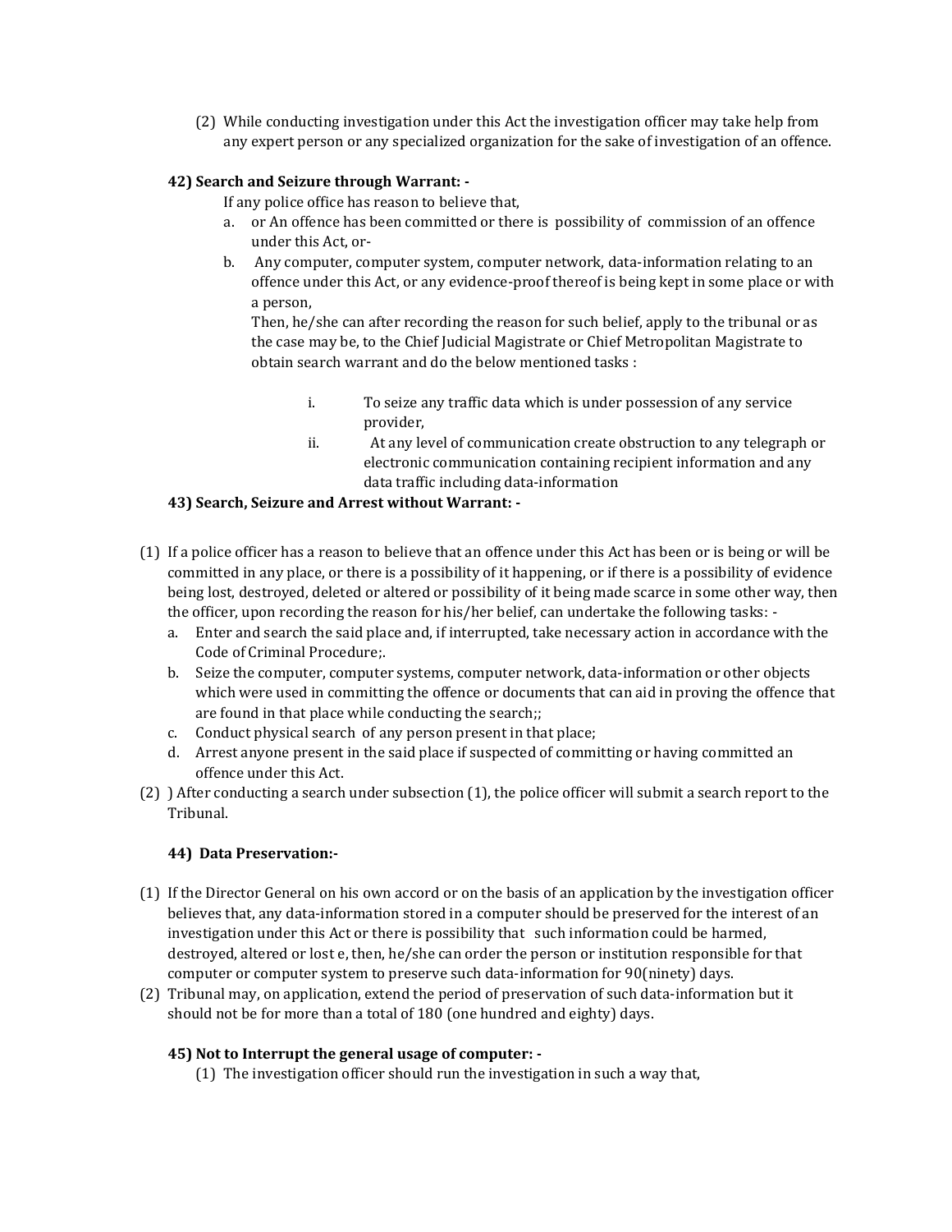(2) While conducting investigation under this Act the investigation officer may take help from any expert person or any specialized organization for the sake of investigation of an offence.

**42) Search and Seizure through Warrant: -**

If any police office has reason to believe that,

a. or An offence has been committed or there is possibility of commission of an offence under this Act, or-
b. Any computer, computer system, computer network, data-information relating to an offence under this Act, or any evidence-proof thereof is being kept in some place or with a person,

   Then, he/she can after recording the reason for such belief, apply to the tribunal or as the case may be, to the Chief Judicial Magistrate or Chief Metropolitan Magistrate to obtain search warrant and do the below mentioned tasks :

   i. To seize any traffic data which is under possession of any service provider,
   ii. At any level of communication create obstruction to any telegraph or electronic communication containing recipient information and any data traffic including data-information

**43) Search, Seizure and Arrest without Warrant: -**

(1) If a police officer has a reason to believe that an offence under this Act has been or is being or will be committed in any place, or there is a possibility of it happening, or if there is a possibility of evidence being lost, destroyed, deleted or altered or possibility of it being made scarce in some other way, then the officer, upon recording the reason for his/her belief, can undertake the following tasks: -
   a. Enter and search the said place and, if interrupted, take necessary action in accordance with the Code of Criminal Procedure;.
   b. Seize the computer, computer systems, computer network, data-information or other objects which were used in committing the offence or documents that can aid in proving the offence that are found in that place while conducting the search;;
   c. Conduct physical search of any person present in that place;
   d. Arrest anyone present in the said place if suspected of committing or having committed an offence under this Act.

(2) ) After conducting a search under subsection (1), the police officer will submit a search report to the Tribunal.

**44) Data Preservation:-**

(1) If the Director General on his own accord or on the basis of an application by the investigation officer believes that, any data-information stored in a computer should be preserved for the interest of an investigation under this Act or there is possibility that such information could be harmed, destroyed, altered or lost e, then, he/she can order the person or institution responsible for that computer or computer system to preserve such data-information for 90(ninety) days.

(2) Tribunal may, on application, extend the period of preservation of such data-information but it should not be for more than a total of 180 (one hundred and eighty) days.

**45) Not to Interrupt the general usage of computer: -**

(1) The investigation officer should run the investigation in such a way that,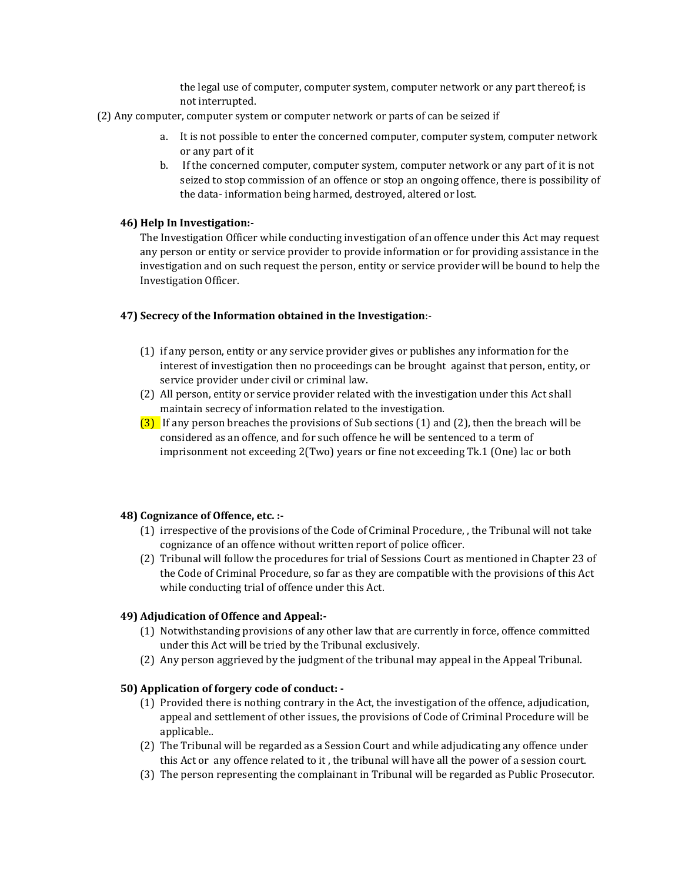the legal use of computer, computer system, computer network or any part thereof; is not interrupted.

(2) Any computer, computer system or computer network or parts of can be seized if

a. It is not possible to enter the concerned computer, computer system, computer network or any part of it

b. If the concerned computer, computer system, computer network or any part of it is not seized to stop commission of an offence or stop an ongoing offence, there is possibility of the data- information being harmed, destroyed, altered or lost.

**46) Help In Investigation:-**

The Investigation Officer while conducting investigation of an offence under this Act may request any person or entity or service provider to provide information or for providing assistance in the investigation and on such request the person, entity or service provider will be bound to help the Investigation Officer.

**47) Secrecy of the Information obtained in the Investigation**:-

(1) if any person, entity or any service provider gives or publishes any information for the interest of investigation then no proceedings can be brought against that person, entity, or service provider under civil or criminal law.

(2) All person, entity or service provider related with the investigation under this Act shall maintain secrecy of information related to the investigation.

(3) If any person breaches the provisions of Sub sections (1) and (2), then the breach will be considered as an offence, and for such offence he will be sentenced to a term of imprisonment not exceeding 2(Two) years or fine not exceeding Tk.1 (One) lac or both

**48) Cognizance of Offence, etc. :-**

(1) irrespective of the provisions of the Code of Criminal Procedure, , the Tribunal will not take cognizance of an offence without written report of police officer.

(2) Tribunal will follow the procedures for trial of Sessions Court as mentioned in Chapter 23 of the Code of Criminal Procedure, so far as they are compatible with the provisions of this Act while conducting trial of offence under this Act.

**49) Adjudication of Offence and Appeal:-**

(1) Notwithstanding provisions of any other law that are currently in force, offence committed under this Act will be tried by the Tribunal exclusively.

(2) Any person aggrieved by the judgment of the tribunal may appeal in the Appeal Tribunal.

**50) Application of forgery code of conduct: -**

(1) Provided there is nothing contrary in the Act, the investigation of the offence, adjudication, appeal and settlement of other issues, the provisions of Code of Criminal Procedure will be applicable..

(2) The Tribunal will be regarded as a Session Court and while adjudicating any offence under this Act or any offence related to it , the tribunal will have all the power of a session court.

(3) The person representing the complainant in Tribunal will be regarded as Public Prosecutor.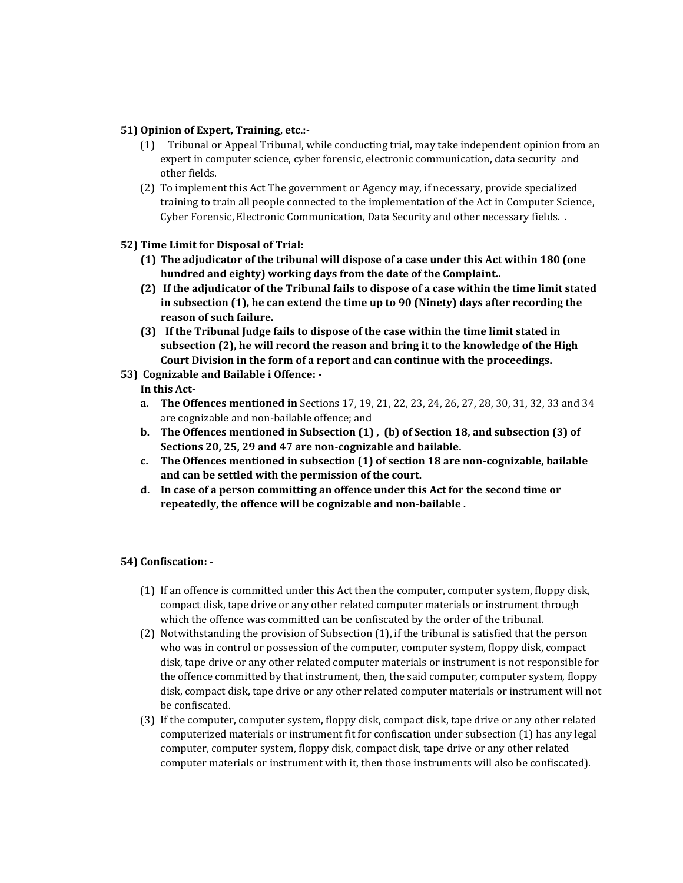**51) Opinion of Expert, Training, etc.:-**

(1) Tribunal or Appeal Tribunal, while conducting trial, may take independent opinion from an expert in computer science, cyber forensic, electronic communication, data security and other fields.

(2) To implement this Act The government or Agency may, if necessary, provide specialized training to train all people connected to the implementation of the Act in Computer Science, Cyber Forensic, Electronic Communication, Data Security and other necessary fields. .

**52) Time Limit for Disposal of Trial:**

**(1) The adjudicator of the tribunal will dispose of a case under this Act within 180 (one hundred and eighty) working days from the date of the Complaint..**

**(2) If the adjudicator of the Tribunal fails to dispose of a case within the time limit stated in subsection (1), he can extend the time up to 90 (Ninety) days after recording the reason of such failure.**

**(3) If the Tribunal Judge fails to dispose of the case within the time limit stated in subsection (2), he will record the reason and bring it to the knowledge of the High Court Division in the form of a report and can continue with the proceedings.**

**53) Cognizable and Bailable i Offence: -**

**In this Act-**

a. **The Offences mentioned in** Sections 17, 19, 21, 22, 23, 24, 26, 27, 28, 30, 31, 32, 33 and 34 are cognizable and non-bailable offence; and
b. **The Offences mentioned in Subsection (1) , (b) of Section 18, and subsection (3) of Sections 20, 25, 29 and 47 are non-cognizable and bailable.**
c. **The Offences mentioned in subsection (1) of section 18 are non-cognizable, bailable and can be settled with the permission of the court.**
d. **In case of a person committing an offence under this Act for the second time or repeatedly, the offence will be cognizable and non-bailable .**

**54) Confiscation: -**

(1) If an offence is committed under this Act then the computer, computer system, floppy disk, compact disk, tape drive or any other related computer materials or instrument through which the offence was committed can be confiscated by the order of the tribunal.

(2) Notwithstanding the provision of Subsection (1), if the tribunal is satisfied that the person who was in control or possession of the computer, computer system, floppy disk, compact disk, tape drive or any other related computer materials or instrument is not responsible for the offence committed by that instrument, then, the said computer, computer system, floppy disk, compact disk, tape drive or any other related computer materials or instrument will not be confiscated.

(3) If the computer, computer system, floppy disk, compact disk, tape drive or any other related computerized materials or instrument fit for confiscation under subsection (1) has any legal computer, computer system, floppy disk, compact disk, tape drive or any other related computer materials or instrument with it, then those instruments will also be confiscated).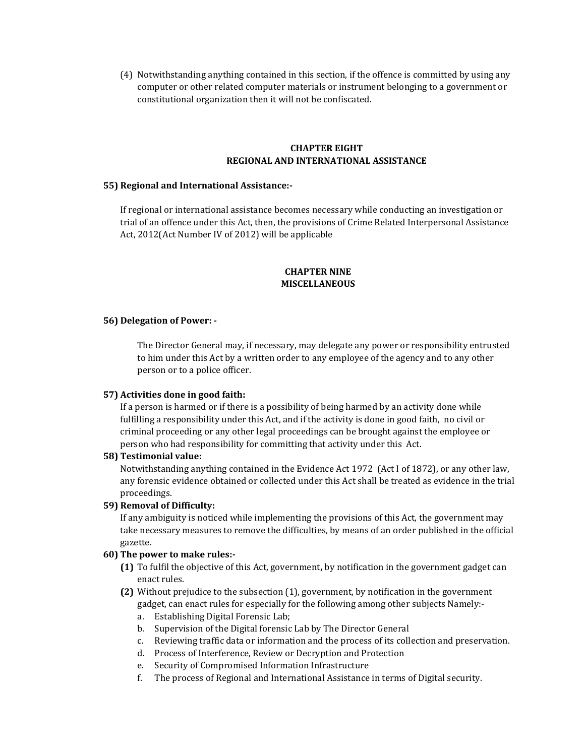(4) Notwithstanding anything contained in this section, if the offence is committed by using any computer or other related computer materials or instrument belonging to a government or constitutional organization then it will not be confiscated.

## CHAPTER EIGHT
## REGIONAL AND INTERNATIONAL ASSISTANCE

**55) Regional and International Assistance:-**

If regional or international assistance becomes necessary while conducting an investigation or trial of an offence under this Act, then, the provisions of Crime Related Interpersonal Assistance Act, 2012(Act Number IV of 2012) will be applicable

## CHAPTER NINE
## MISCELLANEOUS

**56) Delegation of Power: -**

The Director General may, if necessary, may delegate any power or responsibility entrusted to him under this Act by a written order to any employee of the agency and to any other person or to a police officer.

**57) Activities done in good faith:**

If a person is harmed or if there is a possibility of being harmed by an activity done while fulfilling a responsibility under this Act, and if the activity is done in good faith, no civil or criminal proceeding or any other legal proceedings can be brought against the employee or person who had responsibility for committing that activity under this Act.

**58) Testimonial value:**

Notwithstanding anything contained in the Evidence Act 1972 (Act I of 1872), or any other law, any forensic evidence obtained or collected under this Act shall be treated as evidence in the trial proceedings.

**59) Removal of Difficulty:**

If any ambiguity is noticed while implementing the provisions of this Act, the government may take necessary measures to remove the difficulties, by means of an order published in the official gazette.

**60) The power to make rules:-**

**(1)** To fulfil the objective of this Act, government**,** by notification in the government gadget can enact rules.

**(2)** Without prejudice to the subsection (1), government, by notification in the government gadget, can enact rules for especially for the following among other subjects Namely:-

a. Establishing Digital Forensic Lab;
b. Supervision of the Digital forensic Lab by The Director General
c. Reviewing traffic data or information and the process of its collection and preservation.
d. Process of Interference, Review or Decryption and Protection
e. Security of Compromised Information Infrastructure
f. The process of Regional and International Assistance in terms of Digital security.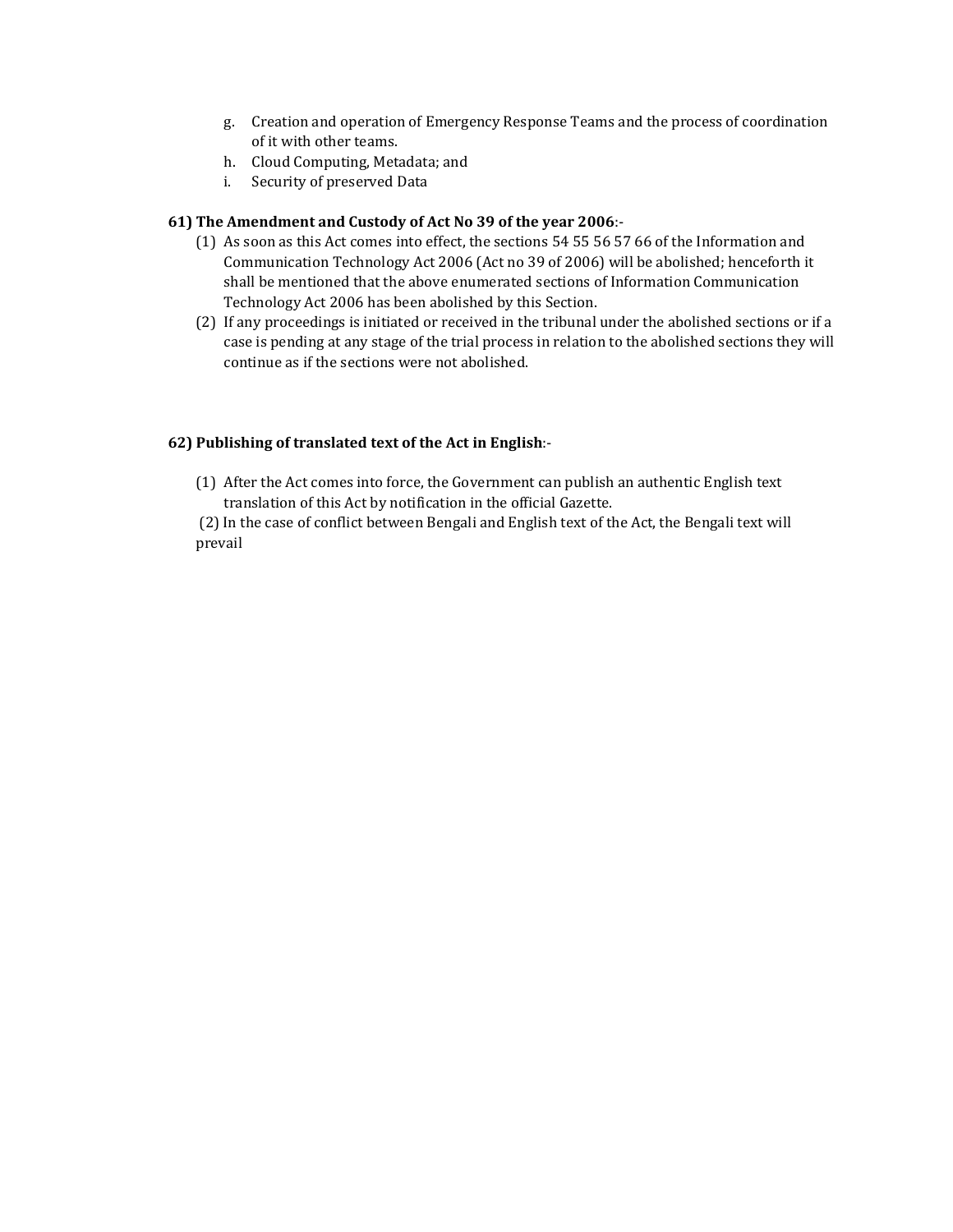g. Creation and operation of Emergency Response Teams and the process of coordination of it with other teams.
h. Cloud Computing, Metadata; and
i. Security of preserved Data

**61) The Amendment and Custody of Act No 39 of the year 2006**:-

(1) As soon as this Act comes into effect, the sections 54 55 56 57 66 of the Information and Communication Technology Act 2006 (Act no 39 of 2006) will be abolished; henceforth it shall be mentioned that the above enumerated sections of Information Communication Technology Act 2006 has been abolished by this Section.

(2) If any proceedings is initiated or received in the tribunal under the abolished sections or if a case is pending at any stage of the trial process in relation to the abolished sections they will continue as if the sections were not abolished.

**62) Publishing of translated text of the Act in English**:-

(1) After the Act comes into force, the Government can publish an authentic English text translation of this Act by notification in the official Gazette.

(2) In the case of conflict between Bengali and English text of the Act, the Bengali text will prevail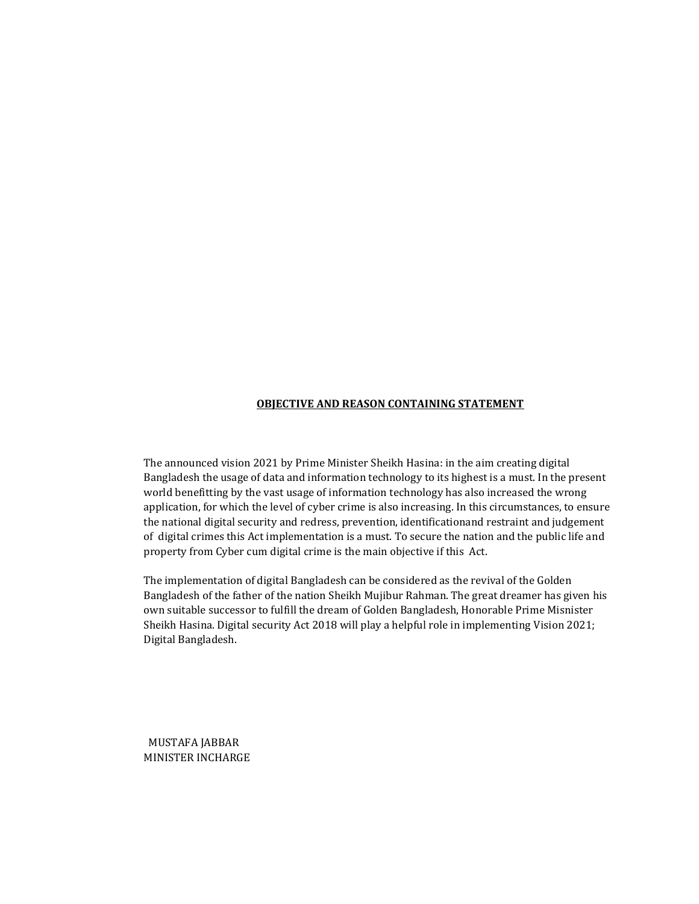**OBJECTIVE AND REASON CONTAINING STATEMENT**

The announced vision 2021 by Prime Minister Sheikh Hasina: in the aim creating digital Bangladesh the usage of data and information technology to its highest is a must. In the present world benefitting by the vast usage of information technology has also increased the wrong application, for which the level of cyber crime is also increasing. In this circumstances, to ensure the national digital security and redress, prevention, identificationand restraint and judgement of digital crimes this Act implementation is a must. To secure the nation and the public life and property from Cyber cum digital crime is the main objective if this Act.

The implementation of digital Bangladesh can be considered as the revival of the Golden Bangladesh of the father of the nation Sheikh Mujibur Rahman. The great dreamer has given his own suitable successor to fulfill the dream of Golden Bangladesh, Honorable Prime Misnister Sheikh Hasina. Digital security Act 2018 will play a helpful role in implementing Vision 2021; Digital Bangladesh.

MUSTAFA JABBAR
MINISTER INCHARGE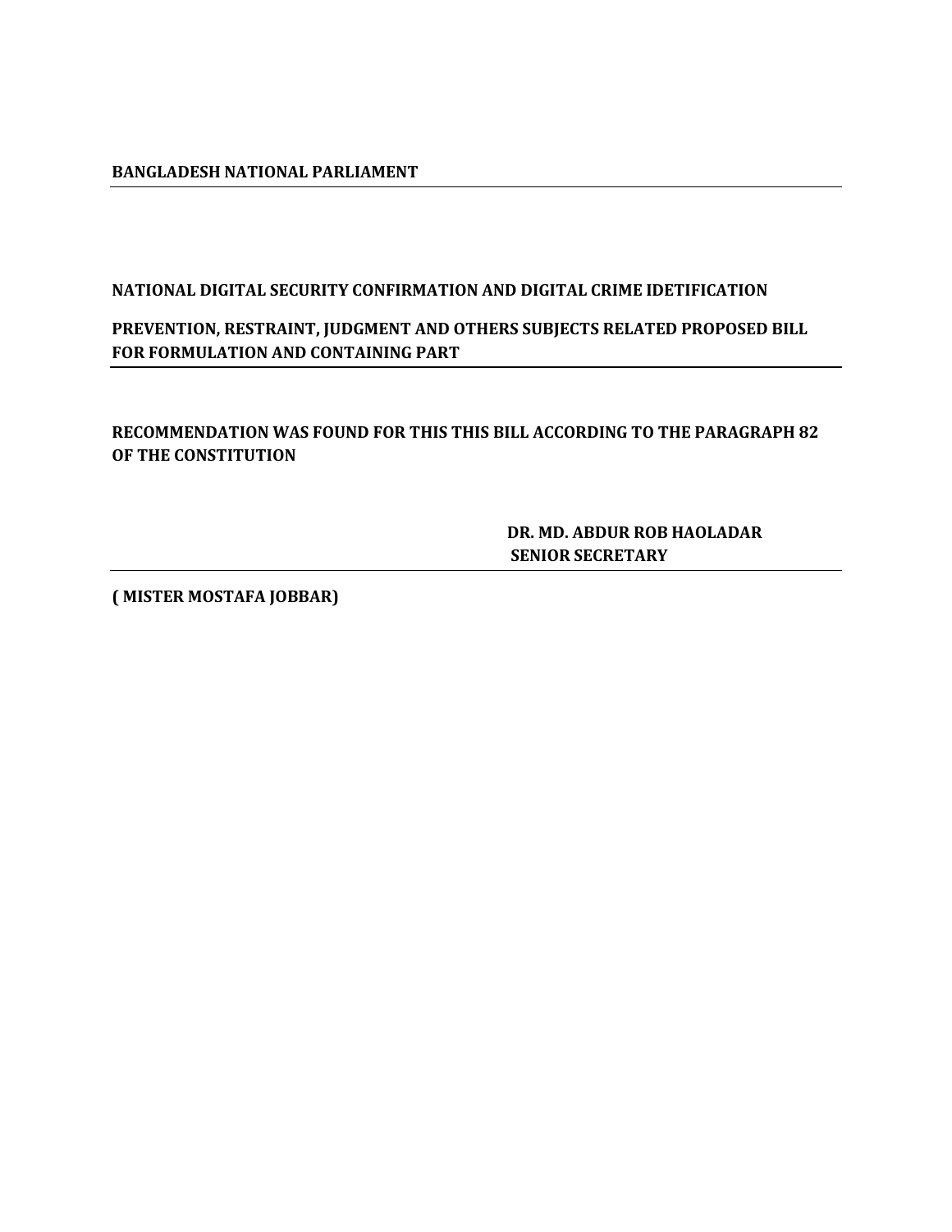**BANGLADESH NATIONAL PARLIAMENT**

---

**NATIONAL DIGITAL SECURITY CONFIRMATION AND DIGITAL CRIME IDETIFICATION**

**PREVENTION, RESTRAINT, JUDGMENT AND OTHERS SUBJECTS RELATED PROPOSED BILL FOR FORMULATION AND CONTAINING PART**

---

**RECOMMENDATION WAS FOUND FOR THIS THIS BILL ACCORDING TO THE PARAGRAPH 82 OF THE CONSTITUTION**

**DR. MD. ABDUR ROB HAOLADAR**
**SENIOR SECRETARY**

---

**( MISTER MOSTAFA JOBBAR)**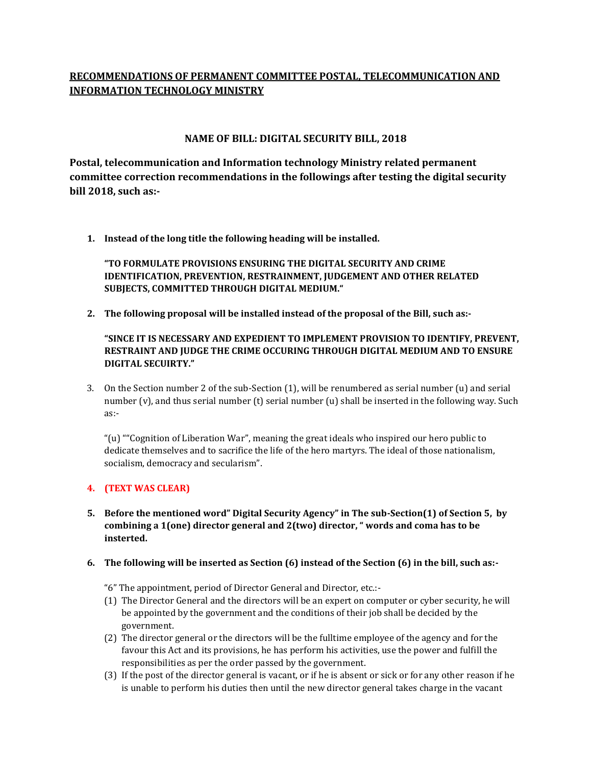## RECOMMENDATIONS OF PERMANENT COMMITTEE POSTAL, TELECOMMUNICATION AND INFORMATION TECHNOLOGY MINISTRY

### NAME OF BILL: DIGITAL SECURITY BILL, 2018

**Postal, telecommunication and Information technology Ministry related permanent committee correction recommendations in the followings after testing the digital security bill 2018, such as:-**

1. **Instead of the long title the following heading will be installed.**

   **"TO FORMULATE PROVISIONS ENSURING THE DIGITAL SECURITY AND CRIME IDENTIFICATION, PREVENTION, RESTRAINMENT, JUDGEMENT AND OTHER RELATED SUBJECTS, COMMITTED THROUGH DIGITAL MEDIUM."**

2. **The following proposal will be installed instead of the proposal of the Bill, such as:-**

   **"SINCE IT IS NECESSARY AND EXPEDIENT TO IMPLEMENT PROVISION TO IDENTIFY, PREVENT, RESTRAINT AND JUDGE THE CRIME OCCURING THROUGH DIGITAL MEDIUM AND TO ENSURE DIGITAL SECUIRTY."**

3. On the Section number 2 of the sub-Section (1), will be renumbered as serial number (u) and serial number (v), and thus serial number (t) serial number (u) shall be inserted in the following way. Such as:-

   "(u) ""Cognition of Liberation War", meaning the great ideals who inspired our hero public to dedicate themselves and to sacrifice the life of the hero martyrs. The ideal of those nationalism, socialism, democracy and secularism".

4. **(TEXT WAS CLEAR)**

5. **Before the mentioned word" Digital Security Agency" in The sub-Section(1) of Section 5, by combining a 1(one) director general and 2(two) director, " words and coma has to be insterted.**

6. **The following will be inserted as Section (6) instead of the Section (6) in the bill, such as:-**

   "6" The appointment, period of Director General and Director, etc.:-

   (1) The Director General and the directors will be an expert on computer or cyber security, he will be appointed by the government and the conditions of their job shall be decided by the government.
   (2) The director general or the directors will be the fulltime employee of the agency and for the favour this Act and its provisions, he has perform his activities, use the power and fulfill the responsibilities as per the order passed by the government.
   (3) If the post of the director general is vacant, or if he is absent or sick or for any other reason if he is unable to perform his duties then until the new director general takes charge in the vacant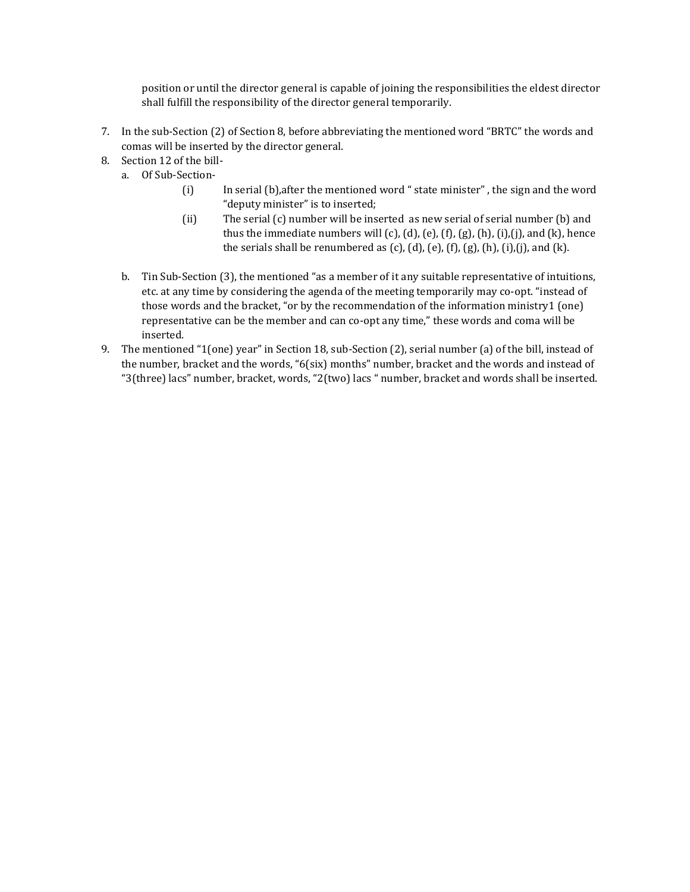position or until the director general is capable of joining the responsibilities the eldest director shall fulfill the responsibility of the director general temporarily.

7. In the sub-Section (2) of Section 8, before abbreviating the mentioned word "BRTC" the words and comas will be inserted by the director general.
8. Section 12 of the bill-
   a. Of Sub-Section-
      (i) In serial (b),after the mentioned word " state minister" , the sign and the word "deputy minister" is to inserted;
      (ii) The serial (c) number will be inserted as new serial of serial number (b) and thus the immediate numbers will (c), (d), (e), (f), (g), (h), (i),(j), and (k), hence the serials shall be renumbered as (c), (d), (e), (f), (g), (h), (i),(j), and (k).

   b. Tin Sub-Section (3), the mentioned "as a member of it any suitable representative of intuitions, etc. at any time by considering the agenda of the meeting temporarily may co-opt. "instead of those words and the bracket, "or by the recommendation of the information ministry1 (one) representative can be the member and can co-opt any time," these words and coma will be inserted.
9. The mentioned "1(one) year" in Section 18, sub-Section (2), serial number (a) of the bill, instead of the number, bracket and the words, "6(six) months" number, bracket and the words and instead of "3(three) lacs" number, bracket, words, "2(two) lacs " number, bracket and words shall be inserted.